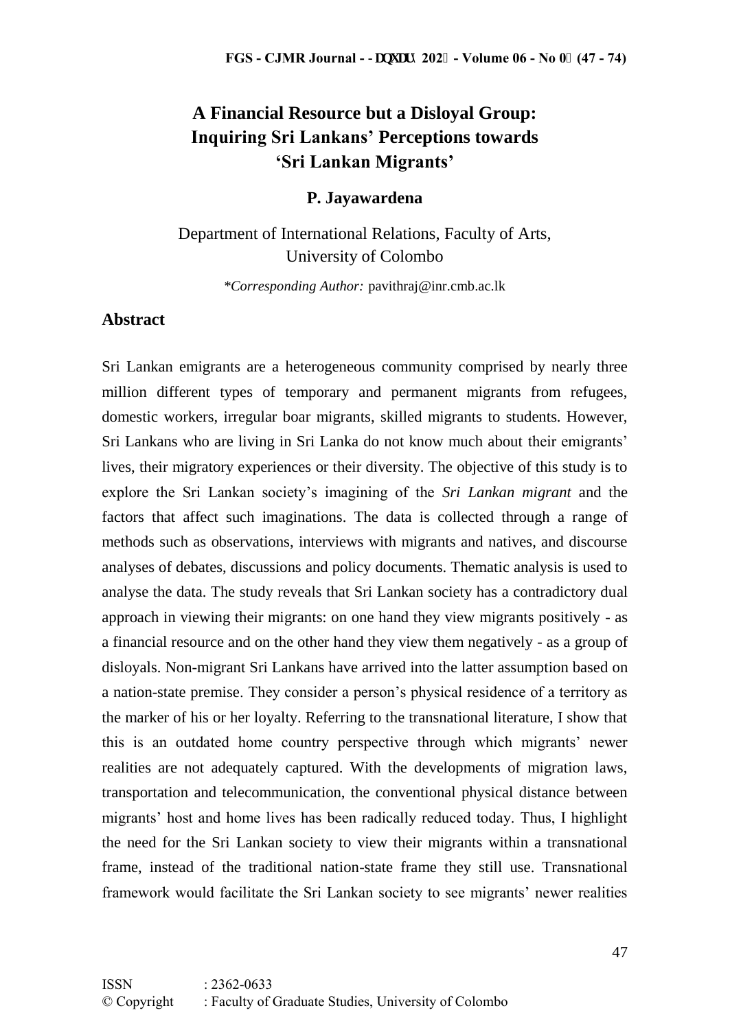# A Financial Resource but a Disloyal Group: Inquiring Sri Lankans' Perceptions towards 'Sri Lankan Migrants'

**P. Jayawardena**

Department of International Relations, Faculty of Arts, University of Colombo

\**Corresponding Author:* pavithraj@inr.cmb.ac.lk

## Abstract

Sri Lankan emigrants are a heterogeneous community comprised by nearly three million different types of temporary and permanent migrants from refugees, domestic workers, irregular boar migrants, skilled migrants to students. However, Sri Lankans who are living in Sri Lanka do not know much about their emigrants' lives, their migratory experiences or their diversity. The objective of this study is to explore the Sri Lankan society's imagining of the *Sri Lankan migrant* and the factors that affect such imaginations. The data is collected through a range of methods such as observations, interviews with migrants and natives, and discourse analyses of debates, discussions and policy documents. Thematic analysis is used to analyse the data. The study reveals that Sri Lankan society has a contradictory dual approach in viewing their migrants: on one hand they view migrants positively - as a financial resource and on the other hand they view them negatively - as a group of disloyals. Non-migrant Sri Lankans have arrived into the latter assumption based on a nation-state premise. They consider a person's physical residence of a territory as the marker of his or her loyalty. Referring to the transnational literature, I show that this is an outdated home country perspective through which migrants' newer realities are not adequately captured. With the developments of migration laws, transportation and telecommunication, the conventional physical distance between migrants' host and home lives has been radically reduced today. Thus, I highlight the need for the Sri Lankan society to view their migrants within a transnational frame, instead of the traditional nation-state frame they still use. Transnational framework would facilitate the Sri Lankan society to see migrants' newer realities

ISSN : 2362-0633
© Copyright : Faculty of Graduate Studies, University of Colombo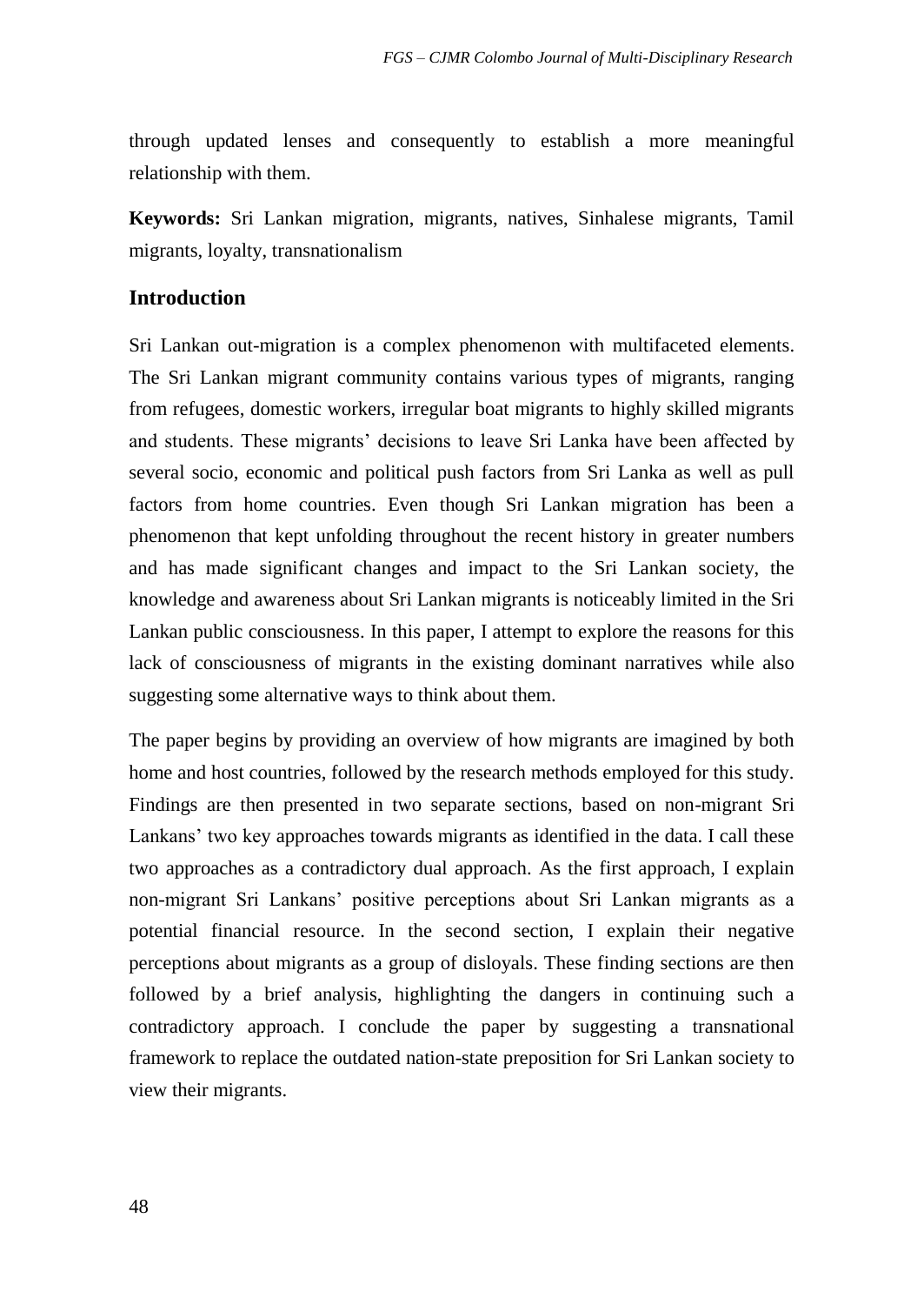through updated lenses and consequently to establish a more meaningful relationship with them.

**Keywords:** Sri Lankan migration, migrants, natives, Sinhalese migrants, Tamil migrants, loyalty, transnationalism

## Introduction

Sri Lankan out-migration is a complex phenomenon with multifaceted elements. The Sri Lankan migrant community contains various types of migrants, ranging from refugees, domestic workers, irregular boat migrants to highly skilled migrants and students. These migrants' decisions to leave Sri Lanka have been affected by several socio, economic and political push factors from Sri Lanka as well as pull factors from home countries. Even though Sri Lankan migration has been a phenomenon that kept unfolding throughout the recent history in greater numbers and has made significant changes and impact to the Sri Lankan society, the knowledge and awareness about Sri Lankan migrants is noticeably limited in the Sri Lankan public consciousness. In this paper, I attempt to explore the reasons for this lack of consciousness of migrants in the existing dominant narratives while also suggesting some alternative ways to think about them.

The paper begins by providing an overview of how migrants are imagined by both home and host countries, followed by the research methods employed for this study. Findings are then presented in two separate sections, based on non-migrant Sri Lankans' two key approaches towards migrants as identified in the data. I call these two approaches as a contradictory dual approach. As the first approach, I explain non-migrant Sri Lankans' positive perceptions about Sri Lankan migrants as a potential financial resource. In the second section, I explain their negative perceptions about migrants as a group of disloyals. These finding sections are then followed by a brief analysis, highlighting the dangers in continuing such a contradictory approach. I conclude the paper by suggesting a transnational framework to replace the outdated nation-state preposition for Sri Lankan society to view their migrants.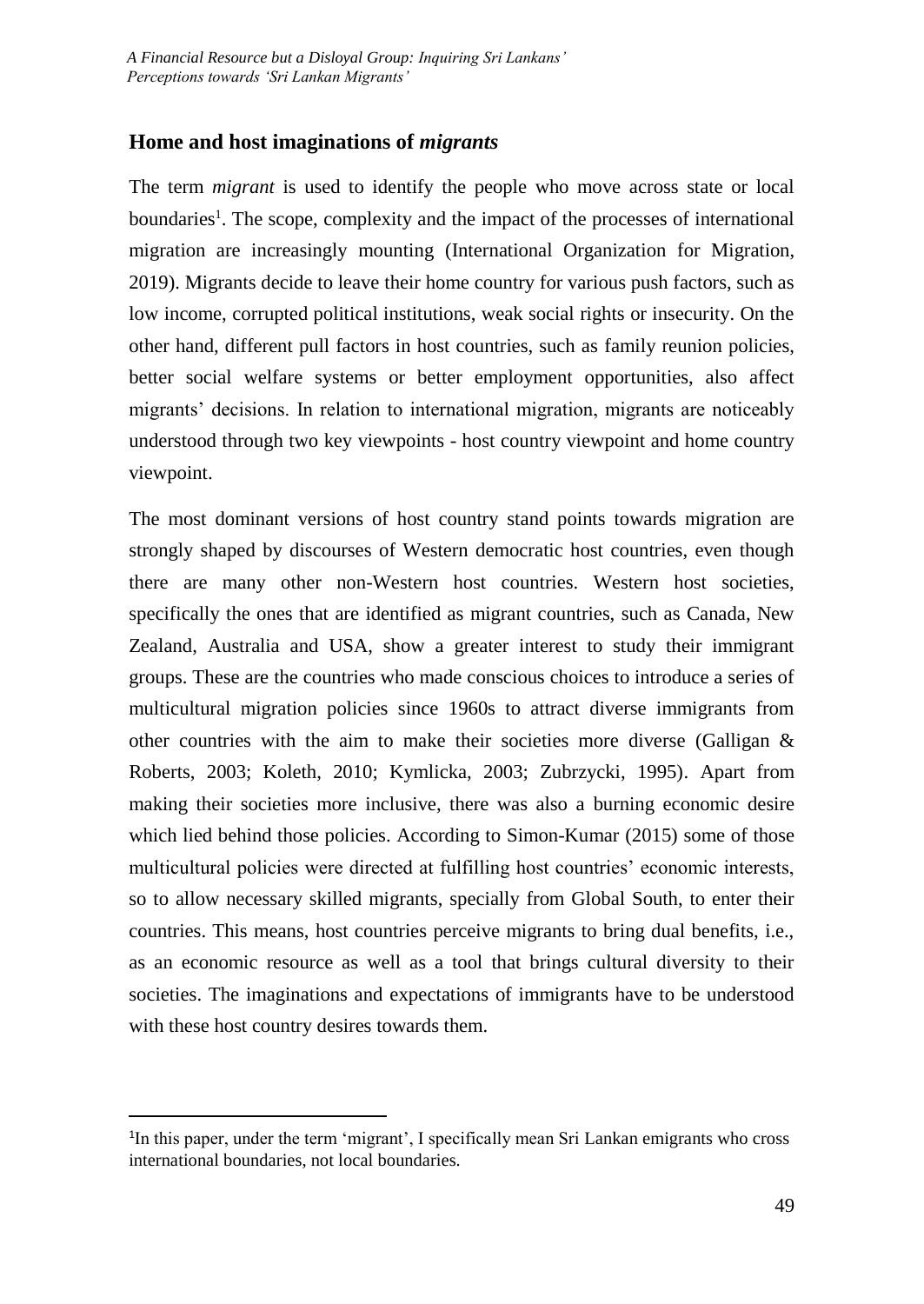## Home and host imaginations of *migrants*

The term *migrant* is used to identify the people who move across state or local boundaries[1]. The scope, complexity and the impact of the processes of international migration are increasingly mounting (International Organization for Migration, 2019). Migrants decide to leave their home country for various push factors, such as low income, corrupted political institutions, weak social rights or insecurity. On the other hand, different pull factors in host countries, such as family reunion policies, better social welfare systems or better employment opportunities, also affect migrants' decisions. In relation to international migration, migrants are noticeably understood through two key viewpoints - host country viewpoint and home country viewpoint.

The most dominant versions of host country stand points towards migration are strongly shaped by discourses of Western democratic host countries, even though there are many other non-Western host countries. Western host societies, specifically the ones that are identified as migrant countries, such as Canada, New Zealand, Australia and USA, show a greater interest to study their immigrant groups. These are the countries who made conscious choices to introduce a series of multicultural migration policies since 1960s to attract diverse immigrants from other countries with the aim to make their societies more diverse (Galligan & Roberts, 2003; Koleth, 2010; Kymlicka, 2003; Zubrzycki, 1995). Apart from making their societies more inclusive, there was also a burning economic desire which lied behind those policies. According to Simon-Kumar (2015) some of those multicultural policies were directed at fulfilling host countries' economic interests, so to allow necessary skilled migrants, specially from Global South, to enter their countries. This means, host countries perceive migrants to bring dual benefits, i.e., as an economic resource as well as a tool that brings cultural diversity to their societies. The imaginations and expectations of immigrants have to be understood with these host country desires towards them.

---

[1] In this paper, under the term 'migrant', I specifically mean Sri Lankan emigrants who cross international boundaries, not local boundaries.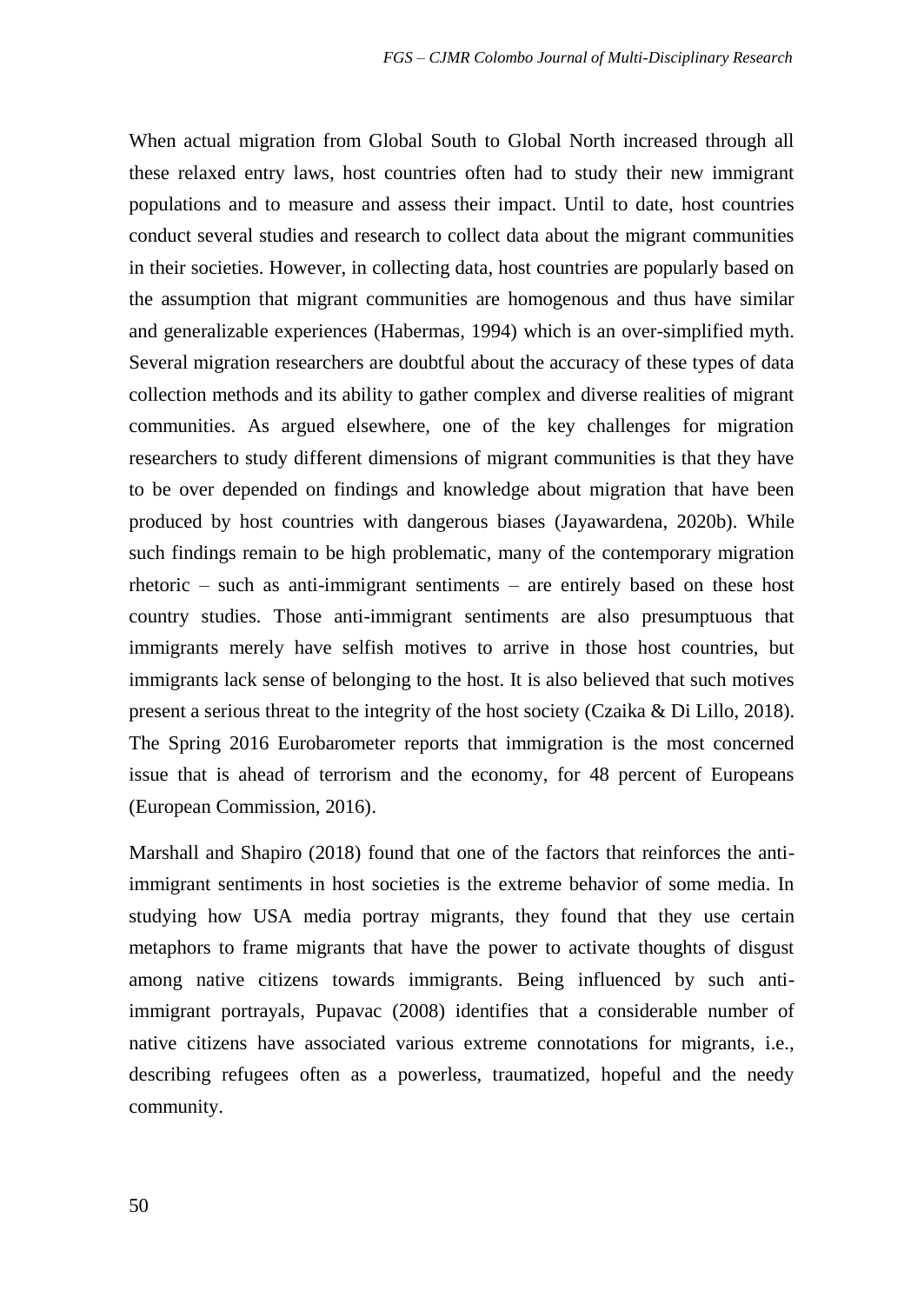When actual migration from Global South to Global North increased through all these relaxed entry laws, host countries often had to study their new immigrant populations and to measure and assess their impact. Until to date, host countries conduct several studies and research to collect data about the migrant communities in their societies. However, in collecting data, host countries are popularly based on the assumption that migrant communities are homogenous and thus have similar and generalizable experiences (Habermas, 1994) which is an over-simplified myth. Several migration researchers are doubtful about the accuracy of these types of data collection methods and its ability to gather complex and diverse realities of migrant communities. As argued elsewhere, one of the key challenges for migration researchers to study different dimensions of migrant communities is that they have to be over depended on findings and knowledge about migration that have been produced by host countries with dangerous biases (Jayawardena, 2020b). While such findings remain to be high problematic, many of the contemporary migration rhetoric – such as anti-immigrant sentiments – are entirely based on these host country studies. Those anti-immigrant sentiments are also presumptuous that immigrants merely have selfish motives to arrive in those host countries, but immigrants lack sense of belonging to the host. It is also believed that such motives present a serious threat to the integrity of the host society (Czaika & Di Lillo, 2018). The Spring 2016 Eurobarometer reports that immigration is the most concerned issue that is ahead of terrorism and the economy, for 48 percent of Europeans (European Commission, 2016).

Marshall and Shapiro (2018) found that one of the factors that reinforces the anti-immigrant sentiments in host societies is the extreme behavior of some media. In studying how USA media portray migrants, they found that they use certain metaphors to frame migrants that have the power to activate thoughts of disgust among native citizens towards immigrants. Being influenced by such anti-immigrant portrayals, Pupavac (2008) identifies that a considerable number of native citizens have associated various extreme connotations for migrants, i.e., describing refugees often as a powerless, traumatized, hopeful and the needy community.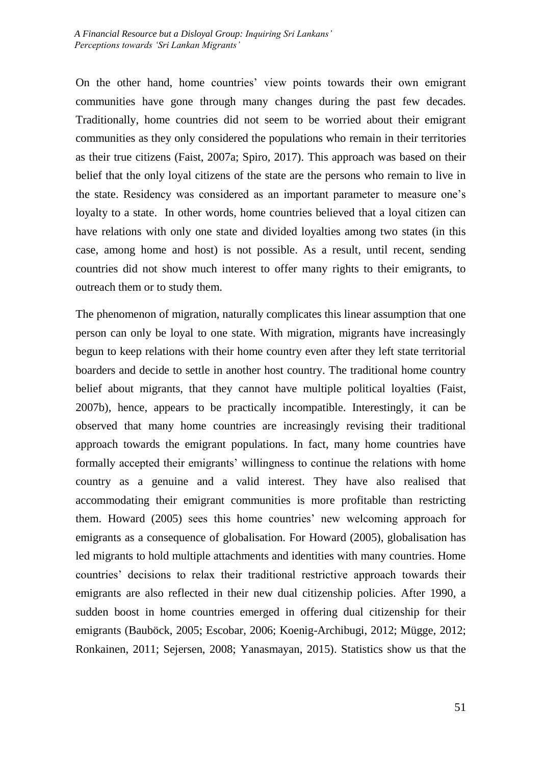On the other hand, home countries' view points towards their own emigrant communities have gone through many changes during the past few decades. Traditionally, home countries did not seem to be worried about their emigrant communities as they only considered the populations who remain in their territories as their true citizens (Faist, 2007a; Spiro, 2017). This approach was based on their belief that the only loyal citizens of the state are the persons who remain to live in the state. Residency was considered as an important parameter to measure one's loyalty to a state. In other words, home countries believed that a loyal citizen can have relations with only one state and divided loyalties among two states (in this case, among home and host) is not possible. As a result, until recent, sending countries did not show much interest to offer many rights to their emigrants, to outreach them or to study them.

The phenomenon of migration, naturally complicates this linear assumption that one person can only be loyal to one state. With migration, migrants have increasingly begun to keep relations with their home country even after they left state territorial boarders and decide to settle in another host country. The traditional home country belief about migrants, that they cannot have multiple political loyalties (Faist, 2007b), hence, appears to be practically incompatible. Interestingly, it can be observed that many home countries are increasingly revising their traditional approach towards the emigrant populations. In fact, many home countries have formally accepted their emigrants' willingness to continue the relations with home country as a genuine and a valid interest. They have also realised that accommodating their emigrant communities is more profitable than restricting them. Howard (2005) sees this home countries' new welcoming approach for emigrants as a consequence of globalisation. For Howard (2005), globalisation has led migrants to hold multiple attachments and identities with many countries. Home countries' decisions to relax their traditional restrictive approach towards their emigrants are also reflected in their new dual citizenship policies. After 1990, a sudden boost in home countries emerged in offering dual citizenship for their emigrants (Bauböck, 2005; Escobar, 2006; Koenig-Archibugi, 2012; Mügge, 2012; Ronkainen, 2011; Sejersen, 2008; Yanasmayan, 2015). Statistics show us that the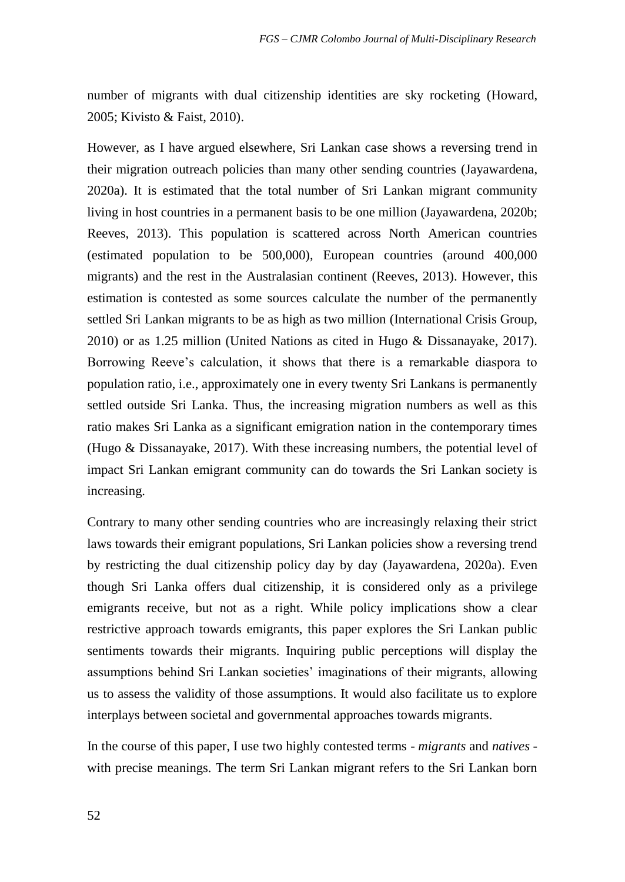number of migrants with dual citizenship identities are sky rocketing (Howard, 2005; Kivisto & Faist, 2010).

However, as I have argued elsewhere, Sri Lankan case shows a reversing trend in their migration outreach policies than many other sending countries (Jayawardena, 2020a). It is estimated that the total number of Sri Lankan migrant community living in host countries in a permanent basis to be one million (Jayawardena, 2020b; Reeves, 2013). This population is scattered across North American countries (estimated population to be 500,000), European countries (around 400,000 migrants) and the rest in the Australasian continent (Reeves, 2013). However, this estimation is contested as some sources calculate the number of the permanently settled Sri Lankan migrants to be as high as two million (International Crisis Group, 2010) or as 1.25 million (United Nations as cited in Hugo & Dissanayake, 2017). Borrowing Reeve's calculation, it shows that there is a remarkable diaspora to population ratio, i.e., approximately one in every twenty Sri Lankans is permanently settled outside Sri Lanka. Thus, the increasing migration numbers as well as this ratio makes Sri Lanka as a significant emigration nation in the contemporary times (Hugo & Dissanayake, 2017). With these increasing numbers, the potential level of impact Sri Lankan emigrant community can do towards the Sri Lankan society is increasing.

Contrary to many other sending countries who are increasingly relaxing their strict laws towards their emigrant populations, Sri Lankan policies show a reversing trend by restricting the dual citizenship policy day by day (Jayawardena, 2020a). Even though Sri Lanka offers dual citizenship, it is considered only as a privilege emigrants receive, but not as a right. While policy implications show a clear restrictive approach towards emigrants, this paper explores the Sri Lankan public sentiments towards their migrants. Inquiring public perceptions will display the assumptions behind Sri Lankan societies' imaginations of their migrants, allowing us to assess the validity of those assumptions. It would also facilitate us to explore interplays between societal and governmental approaches towards migrants.

In the course of this paper, I use two highly contested terms - *migrants* and *natives* - with precise meanings. The term Sri Lankan migrant refers to the Sri Lankan born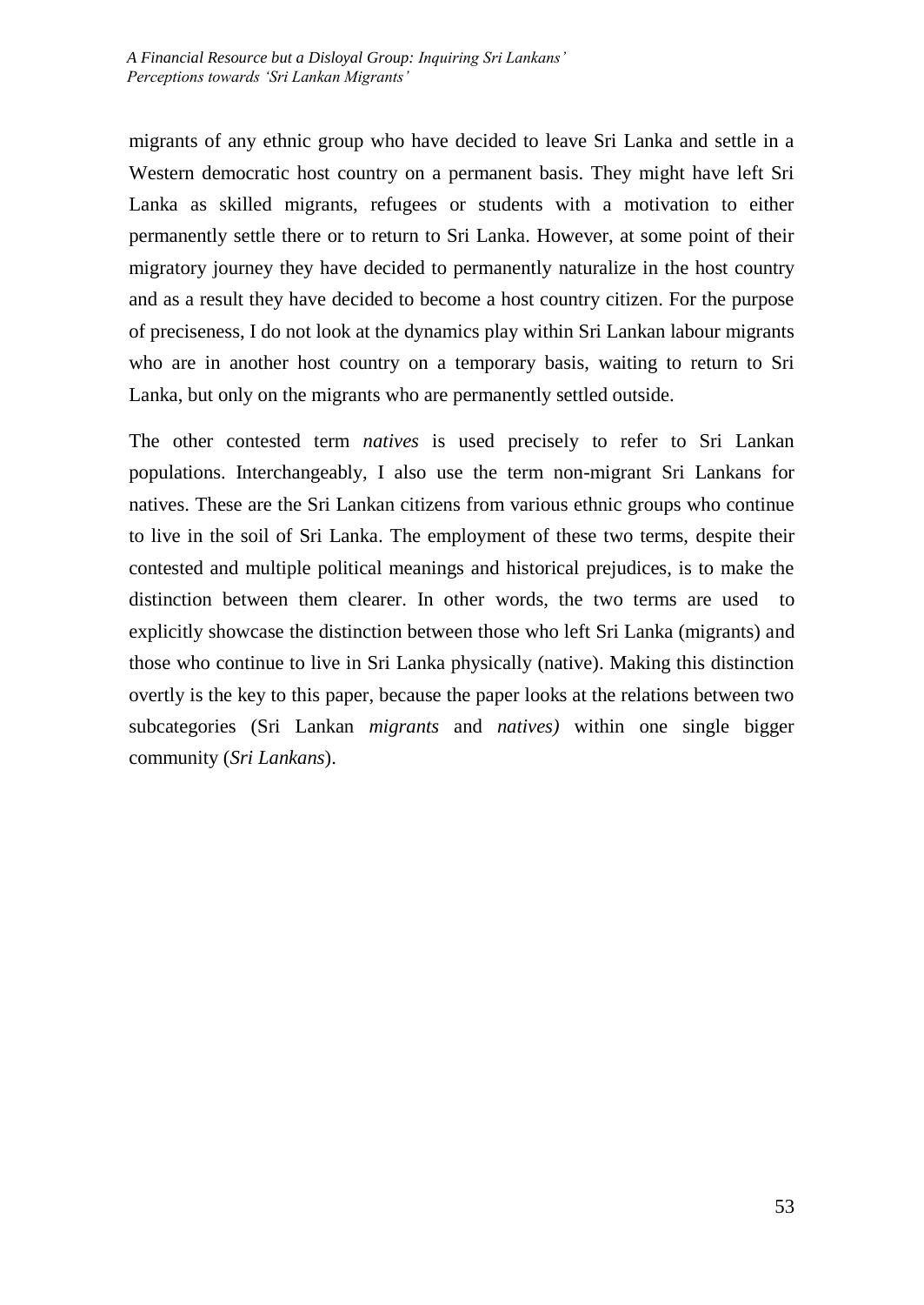migrants of any ethnic group who have decided to leave Sri Lanka and settle in a Western democratic host country on a permanent basis. They might have left Sri Lanka as skilled migrants, refugees or students with a motivation to either permanently settle there or to return to Sri Lanka. However, at some point of their migratory journey they have decided to permanently naturalize in the host country and as a result they have decided to become a host country citizen. For the purpose of preciseness, I do not look at the dynamics play within Sri Lankan labour migrants who are in another host country on a temporary basis, waiting to return to Sri Lanka, but only on the migrants who are permanently settled outside.

The other contested term *natives* is used precisely to refer to Sri Lankan populations. Interchangeably, I also use the term non-migrant Sri Lankans for natives. These are the Sri Lankan citizens from various ethnic groups who continue to live in the soil of Sri Lanka. The employment of these two terms, despite their contested and multiple political meanings and historical prejudices, is to make the distinction between them clearer. In other words, the two terms are used to explicitly showcase the distinction between those who left Sri Lanka (migrants) and those who continue to live in Sri Lanka physically (native). Making this distinction overtly is the key to this paper, because the paper looks at the relations between two subcategories (Sri Lankan *migrants* and *natives)* within one single bigger community (*Sri Lankans*).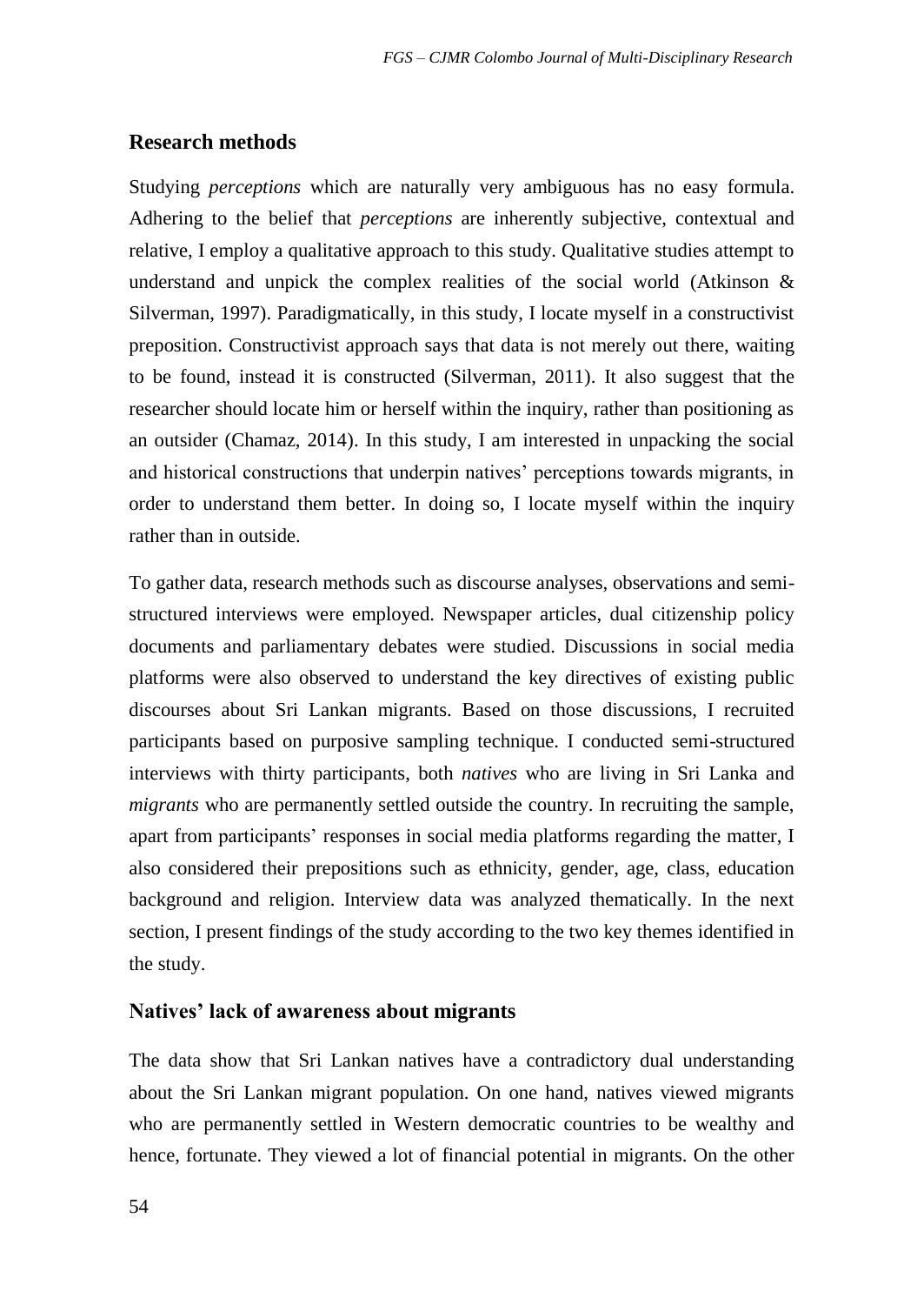## Research methods

Studying *perceptions* which are naturally very ambiguous has no easy formula. Adhering to the belief that *perceptions* are inherently subjective, contextual and relative, I employ a qualitative approach to this study. Qualitative studies attempt to understand and unpick the complex realities of the social world (Atkinson & Silverman, 1997). Paradigmatically, in this study, I locate myself in a constructivist preposition. Constructivist approach says that data is not merely out there, waiting to be found, instead it is constructed (Silverman, 2011). It also suggest that the researcher should locate him or herself within the inquiry, rather than positioning as an outsider (Chamaz, 2014). In this study, I am interested in unpacking the social and historical constructions that underpin natives' perceptions towards migrants, in order to understand them better. In doing so, I locate myself within the inquiry rather than in outside.

To gather data, research methods such as discourse analyses, observations and semi-structured interviews were employed. Newspaper articles, dual citizenship policy documents and parliamentary debates were studied. Discussions in social media platforms were also observed to understand the key directives of existing public discourses about Sri Lankan migrants. Based on those discussions, I recruited participants based on purposive sampling technique. I conducted semi-structured interviews with thirty participants, both *natives* who are living in Sri Lanka and *migrants* who are permanently settled outside the country. In recruiting the sample, apart from participants' responses in social media platforms regarding the matter, I also considered their prepositions such as ethnicity, gender, age, class, education background and religion. Interview data was analyzed thematically. In the next section, I present findings of the study according to the two key themes identified in the study.

## Natives' lack of awareness about migrants

The data show that Sri Lankan natives have a contradictory dual understanding about the Sri Lankan migrant population. On one hand, natives viewed migrants who are permanently settled in Western democratic countries to be wealthy and hence, fortunate. They viewed a lot of financial potential in migrants. On the other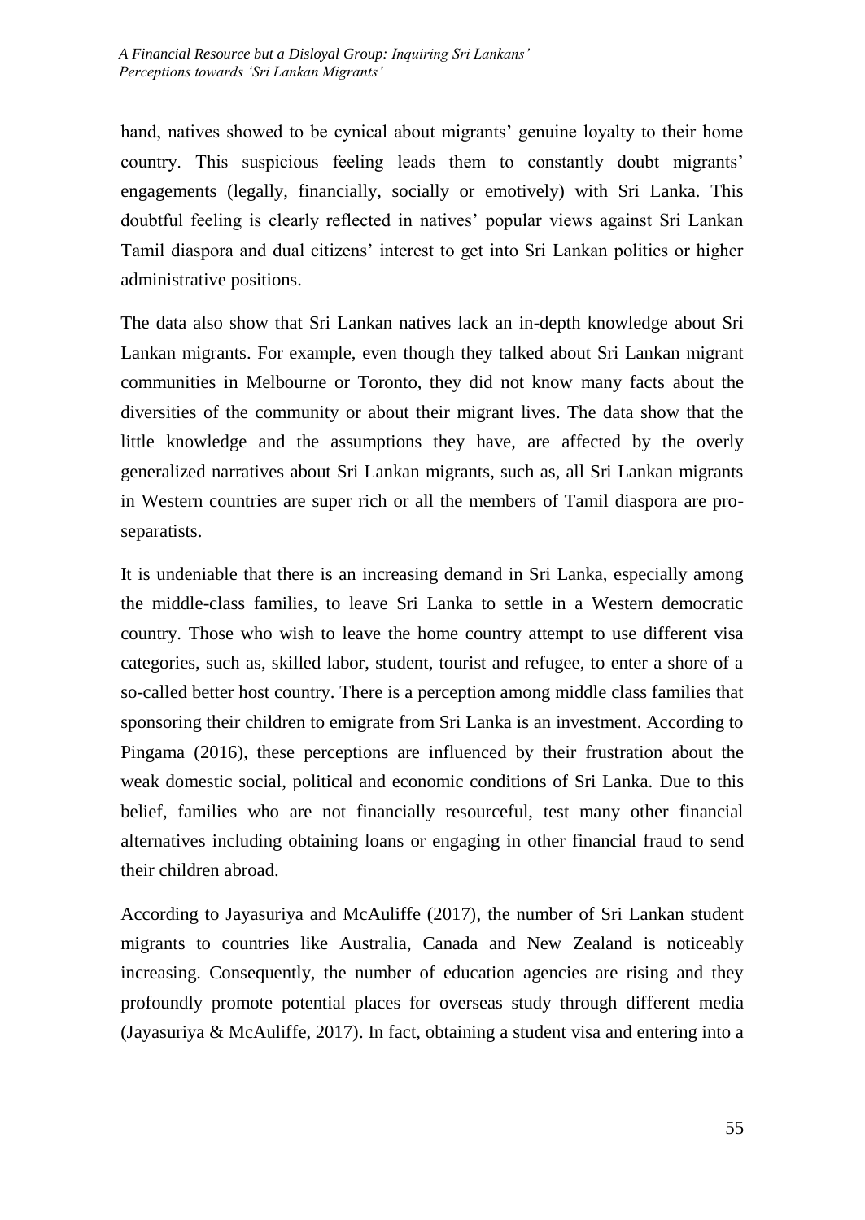hand, natives showed to be cynical about migrants' genuine loyalty to their home country. This suspicious feeling leads them to constantly doubt migrants' engagements (legally, financially, socially or emotively) with Sri Lanka. This doubtful feeling is clearly reflected in natives' popular views against Sri Lankan Tamil diaspora and dual citizens' interest to get into Sri Lankan politics or higher administrative positions.

The data also show that Sri Lankan natives lack an in-depth knowledge about Sri Lankan migrants. For example, even though they talked about Sri Lankan migrant communities in Melbourne or Toronto, they did not know many facts about the diversities of the community or about their migrant lives. The data show that the little knowledge and the assumptions they have, are affected by the overly generalized narratives about Sri Lankan migrants, such as, all Sri Lankan migrants in Western countries are super rich or all the members of Tamil diaspora are pro-separatists.

It is undeniable that there is an increasing demand in Sri Lanka, especially among the middle-class families, to leave Sri Lanka to settle in a Western democratic country. Those who wish to leave the home country attempt to use different visa categories, such as, skilled labor, student, tourist and refugee, to enter a shore of a so-called better host country. There is a perception among middle class families that sponsoring their children to emigrate from Sri Lanka is an investment. According to Pingama (2016), these perceptions are influenced by their frustration about the weak domestic social, political and economic conditions of Sri Lanka. Due to this belief, families who are not financially resourceful, test many other financial alternatives including obtaining loans or engaging in other financial fraud to send their children abroad.

According to Jayasuriya and McAuliffe (2017), the number of Sri Lankan student migrants to countries like Australia, Canada and New Zealand is noticeably increasing. Consequently, the number of education agencies are rising and they profoundly promote potential places for overseas study through different media (Jayasuriya & McAuliffe, 2017). In fact, obtaining a student visa and entering into a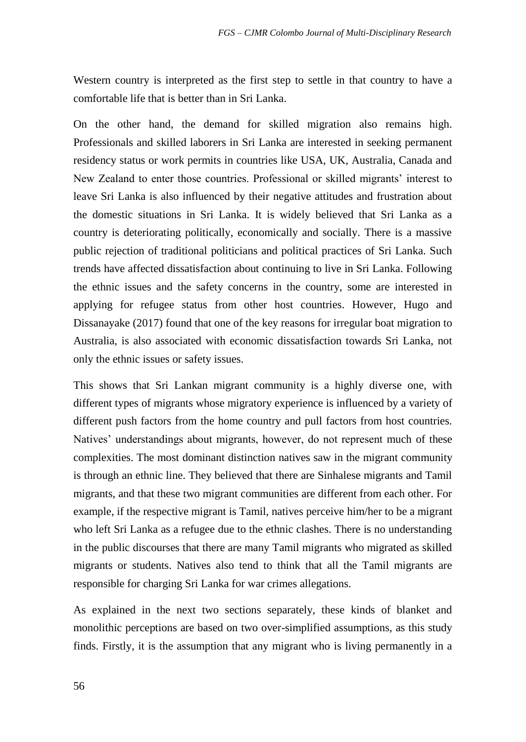Western country is interpreted as the first step to settle in that country to have a comfortable life that is better than in Sri Lanka.

On the other hand, the demand for skilled migration also remains high. Professionals and skilled laborers in Sri Lanka are interested in seeking permanent residency status or work permits in countries like USA, UK, Australia, Canada and New Zealand to enter those countries. Professional or skilled migrants' interest to leave Sri Lanka is also influenced by their negative attitudes and frustration about the domestic situations in Sri Lanka. It is widely believed that Sri Lanka as a country is deteriorating politically, economically and socially. There is a massive public rejection of traditional politicians and political practices of Sri Lanka. Such trends have affected dissatisfaction about continuing to live in Sri Lanka. Following the ethnic issues and the safety concerns in the country, some are interested in applying for refugee status from other host countries. However, Hugo and Dissanayake (2017) found that one of the key reasons for irregular boat migration to Australia, is also associated with economic dissatisfaction towards Sri Lanka, not only the ethnic issues or safety issues.

This shows that Sri Lankan migrant community is a highly diverse one, with different types of migrants whose migratory experience is influenced by a variety of different push factors from the home country and pull factors from host countries. Natives' understandings about migrants, however, do not represent much of these complexities. The most dominant distinction natives saw in the migrant community is through an ethnic line. They believed that there are Sinhalese migrants and Tamil migrants, and that these two migrant communities are different from each other. For example, if the respective migrant is Tamil, natives perceive him/her to be a migrant who left Sri Lanka as a refugee due to the ethnic clashes. There is no understanding in the public discourses that there are many Tamil migrants who migrated as skilled migrants or students. Natives also tend to think that all the Tamil migrants are responsible for charging Sri Lanka for war crimes allegations.

As explained in the next two sections separately, these kinds of blanket and monolithic perceptions are based on two over-simplified assumptions, as this study finds. Firstly, it is the assumption that any migrant who is living permanently in a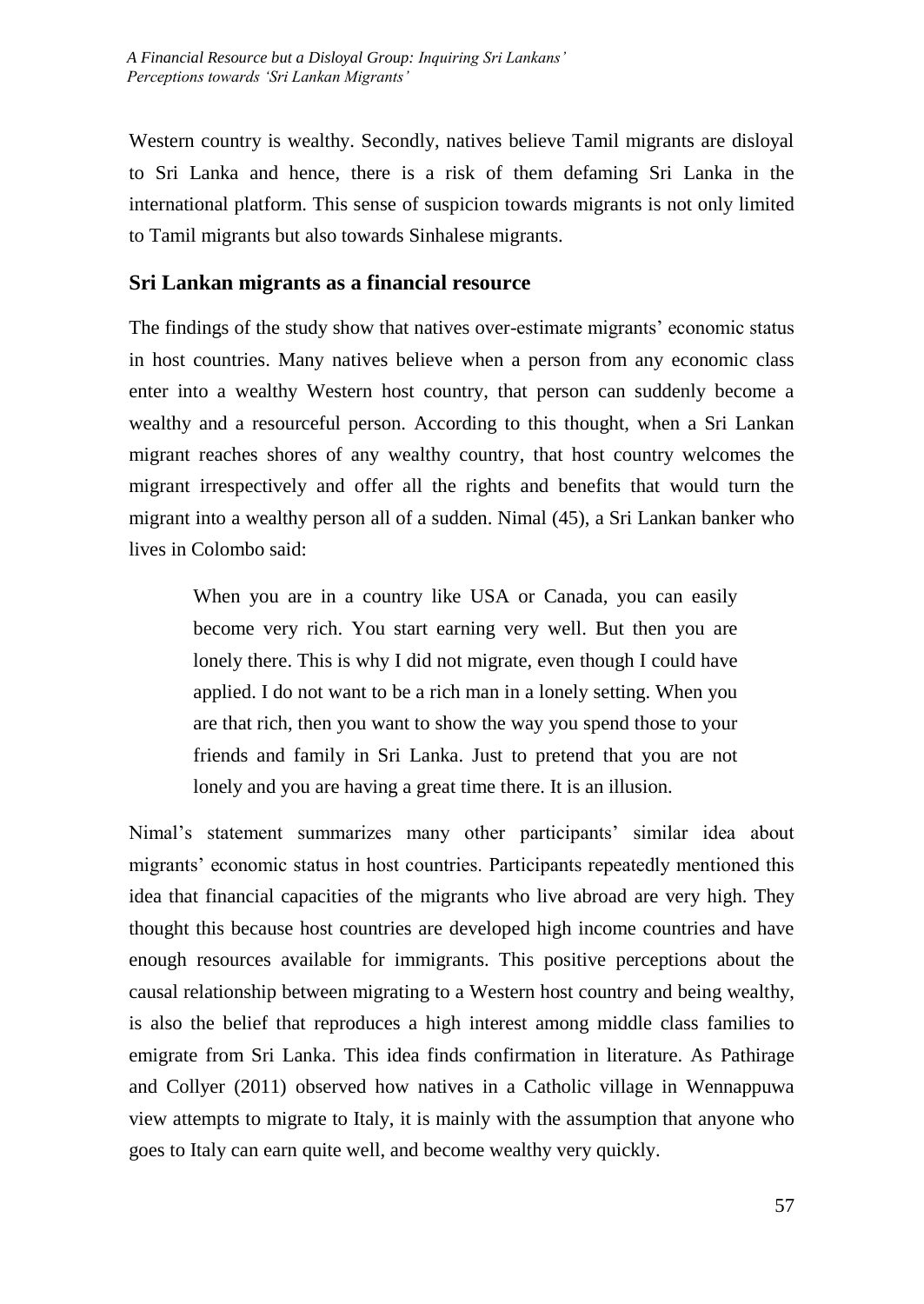Western country is wealthy. Secondly, natives believe Tamil migrants are disloyal to Sri Lanka and hence, there is a risk of them defaming Sri Lanka in the international platform. This sense of suspicion towards migrants is not only limited to Tamil migrants but also towards Sinhalese migrants.

## Sri Lankan migrants as a financial resource

The findings of the study show that natives over-estimate migrants' economic status in host countries. Many natives believe when a person from any economic class enter into a wealthy Western host country, that person can suddenly become a wealthy and a resourceful person. According to this thought, when a Sri Lankan migrant reaches shores of any wealthy country, that host country welcomes the migrant irrespectively and offer all the rights and benefits that would turn the migrant into a wealthy person all of a sudden. Nimal (45), a Sri Lankan banker who lives in Colombo said:

> When you are in a country like USA or Canada, you can easily become very rich. You start earning very well. But then you are lonely there. This is why I did not migrate, even though I could have applied. I do not want to be a rich man in a lonely setting. When you are that rich, then you want to show the way you spend those to your friends and family in Sri Lanka. Just to pretend that you are not lonely and you are having a great time there. It is an illusion.

Nimal's statement summarizes many other participants' similar idea about migrants' economic status in host countries. Participants repeatedly mentioned this idea that financial capacities of the migrants who live abroad are very high. They thought this because host countries are developed high income countries and have enough resources available for immigrants. This positive perceptions about the causal relationship between migrating to a Western host country and being wealthy, is also the belief that reproduces a high interest among middle class families to emigrate from Sri Lanka. This idea finds confirmation in literature. As Pathirage and Collyer (2011) observed how natives in a Catholic village in Wennappuwa view attempts to migrate to Italy, it is mainly with the assumption that anyone who goes to Italy can earn quite well, and become wealthy very quickly.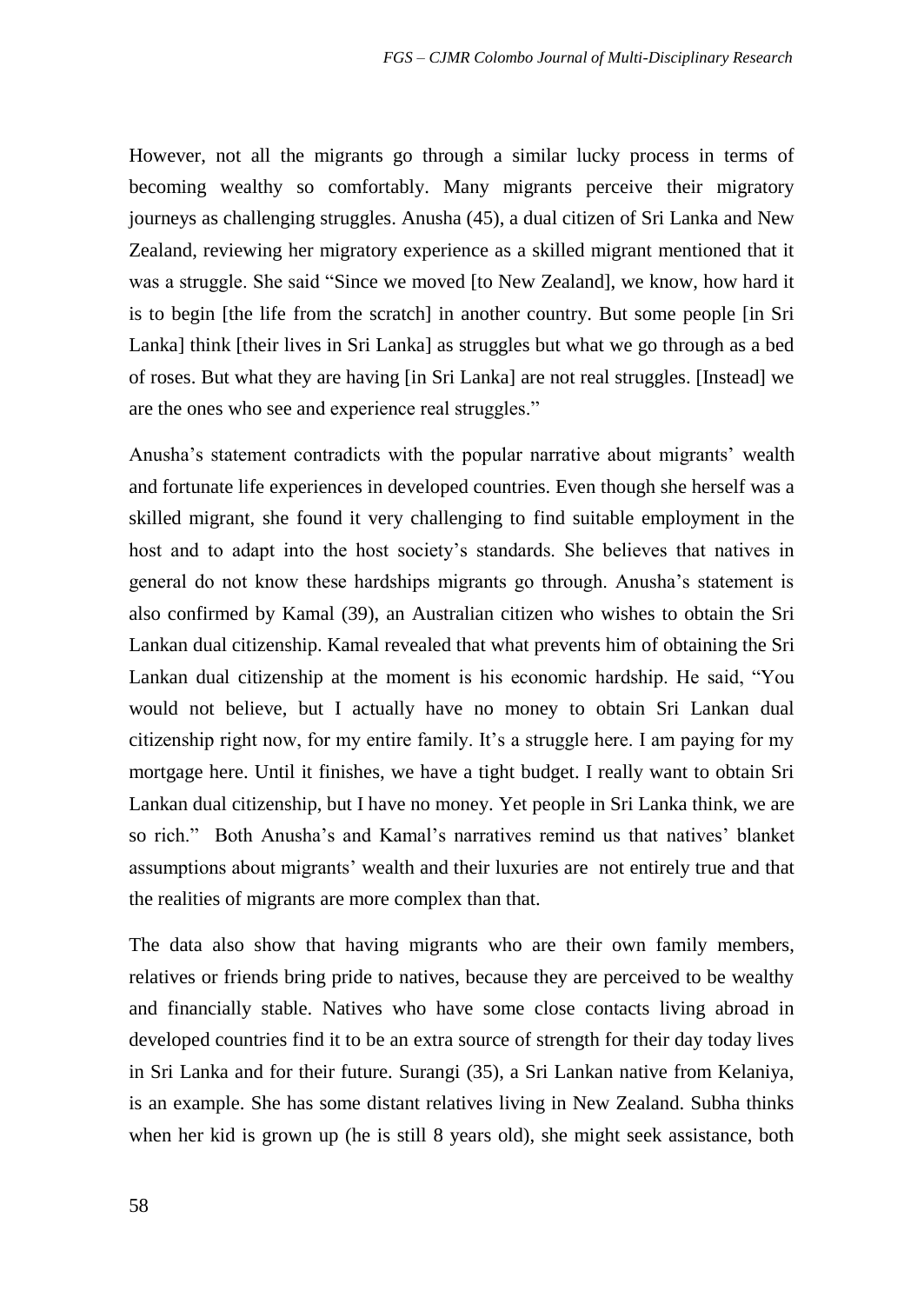However, not all the migrants go through a similar lucky process in terms of becoming wealthy so comfortably. Many migrants perceive their migratory journeys as challenging struggles. Anusha (45), a dual citizen of Sri Lanka and New Zealand, reviewing her migratory experience as a skilled migrant mentioned that it was a struggle. She said "Since we moved [to New Zealand], we know, how hard it is to begin [the life from the scratch] in another country. But some people [in Sri Lanka] think [their lives in Sri Lanka] as struggles but what we go through as a bed of roses. But what they are having [in Sri Lanka] are not real struggles. [Instead] we are the ones who see and experience real struggles."

Anusha's statement contradicts with the popular narrative about migrants' wealth and fortunate life experiences in developed countries. Even though she herself was a skilled migrant, she found it very challenging to find suitable employment in the host and to adapt into the host society's standards. She believes that natives in general do not know these hardships migrants go through. Anusha's statement is also confirmed by Kamal (39), an Australian citizen who wishes to obtain the Sri Lankan dual citizenship. Kamal revealed that what prevents him of obtaining the Sri Lankan dual citizenship at the moment is his economic hardship. He said, "You would not believe, but I actually have no money to obtain Sri Lankan dual citizenship right now, for my entire family. It's a struggle here. I am paying for my mortgage here. Until it finishes, we have a tight budget. I really want to obtain Sri Lankan dual citizenship, but I have no money. Yet people in Sri Lanka think, we are so rich." Both Anusha's and Kamal's narratives remind us that natives' blanket assumptions about migrants' wealth and their luxuries are not entirely true and that the realities of migrants are more complex than that.

The data also show that having migrants who are their own family members, relatives or friends bring pride to natives, because they are perceived to be wealthy and financially stable. Natives who have some close contacts living abroad in developed countries find it to be an extra source of strength for their day today lives in Sri Lanka and for their future. Surangi (35), a Sri Lankan native from Kelaniya, is an example. She has some distant relatives living in New Zealand. Subha thinks when her kid is grown up (he is still 8 years old), she might seek assistance, both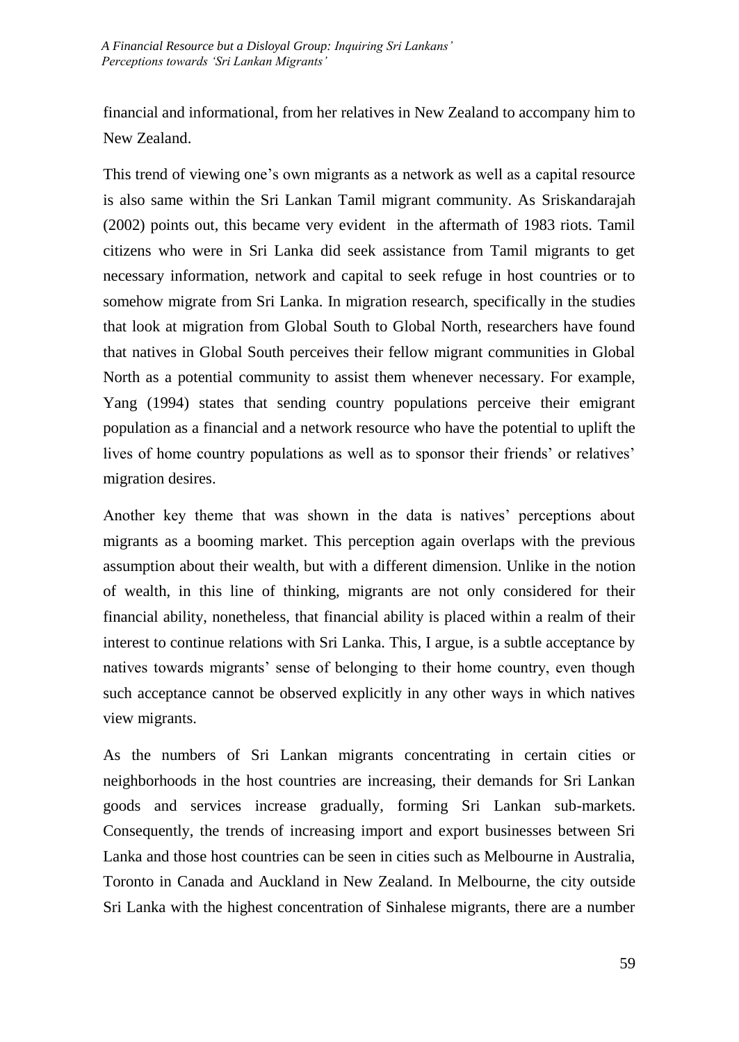financial and informational, from her relatives in New Zealand to accompany him to New Zealand.

This trend of viewing one's own migrants as a network as well as a capital resource is also same within the Sri Lankan Tamil migrant community. As Sriskandarajah (2002) points out, this became very evident in the aftermath of 1983 riots. Tamil citizens who were in Sri Lanka did seek assistance from Tamil migrants to get necessary information, network and capital to seek refuge in host countries or to somehow migrate from Sri Lanka. In migration research, specifically in the studies that look at migration from Global South to Global North, researchers have found that natives in Global South perceives their fellow migrant communities in Global North as a potential community to assist them whenever necessary. For example, Yang (1994) states that sending country populations perceive their emigrant population as a financial and a network resource who have the potential to uplift the lives of home country populations as well as to sponsor their friends' or relatives' migration desires.

Another key theme that was shown in the data is natives' perceptions about migrants as a booming market. This perception again overlaps with the previous assumption about their wealth, but with a different dimension. Unlike in the notion of wealth, in this line of thinking, migrants are not only considered for their financial ability, nonetheless, that financial ability is placed within a realm of their interest to continue relations with Sri Lanka. This, I argue, is a subtle acceptance by natives towards migrants' sense of belonging to their home country, even though such acceptance cannot be observed explicitly in any other ways in which natives view migrants.

As the numbers of Sri Lankan migrants concentrating in certain cities or neighborhoods in the host countries are increasing, their demands for Sri Lankan goods and services increase gradually, forming Sri Lankan sub-markets. Consequently, the trends of increasing import and export businesses between Sri Lanka and those host countries can be seen in cities such as Melbourne in Australia, Toronto in Canada and Auckland in New Zealand. In Melbourne, the city outside Sri Lanka with the highest concentration of Sinhalese migrants, there are a number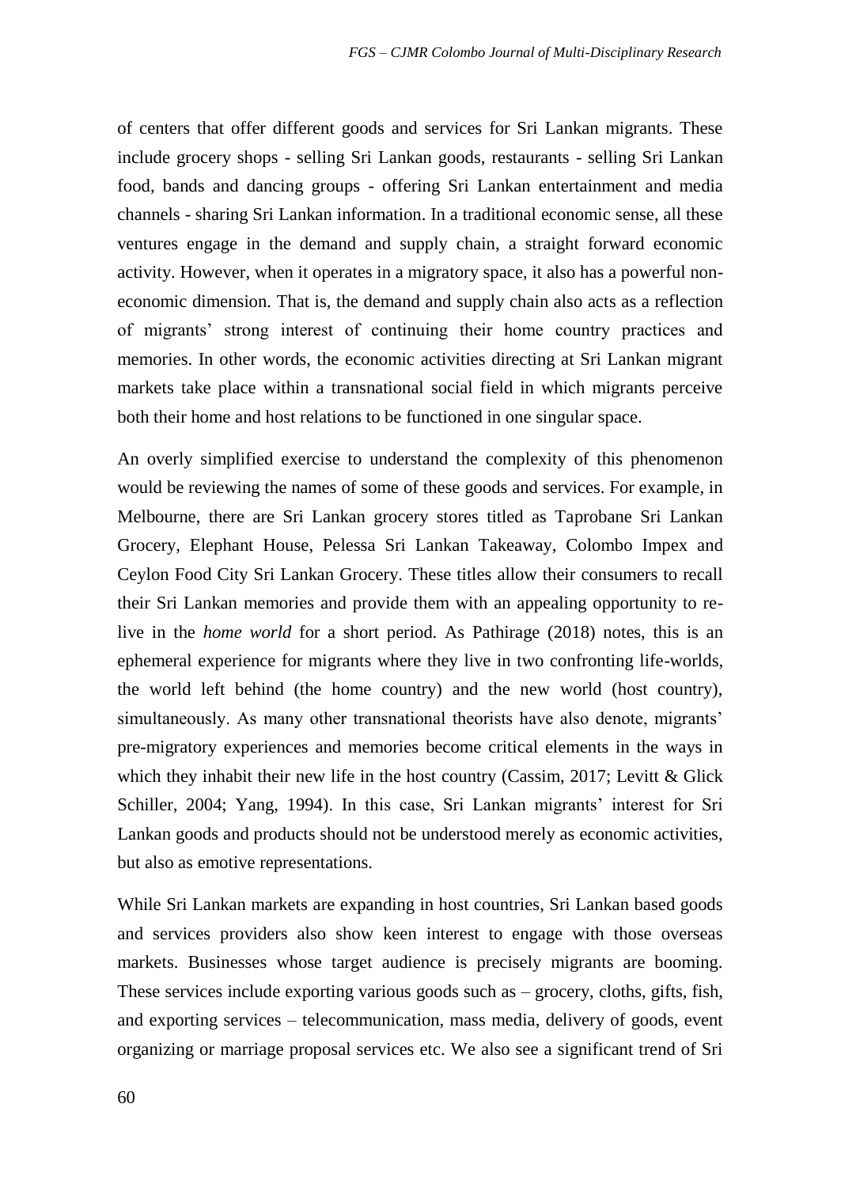of centers that offer different goods and services for Sri Lankan migrants. These include grocery shops - selling Sri Lankan goods, restaurants - selling Sri Lankan food, bands and dancing groups - offering Sri Lankan entertainment and media channels - sharing Sri Lankan information. In a traditional economic sense, all these ventures engage in the demand and supply chain, a straight forward economic activity. However, when it operates in a migratory space, it also has a powerful non-economic dimension. That is, the demand and supply chain also acts as a reflection of migrants' strong interest of continuing their home country practices and memories. In other words, the economic activities directing at Sri Lankan migrant markets take place within a transnational social field in which migrants perceive both their home and host relations to be functioned in one singular space.

An overly simplified exercise to understand the complexity of this phenomenon would be reviewing the names of some of these goods and services. For example, in Melbourne, there are Sri Lankan grocery stores titled as Taprobane Sri Lankan Grocery, Elephant House, Pelessa Sri Lankan Takeaway, Colombo Impex and Ceylon Food City Sri Lankan Grocery. These titles allow their consumers to recall their Sri Lankan memories and provide them with an appealing opportunity to re-live in the *home world* for a short period. As Pathirage (2018) notes, this is an ephemeral experience for migrants where they live in two confronting life-worlds, the world left behind (the home country) and the new world (host country), simultaneously. As many other transnational theorists have also denote, migrants' pre-migratory experiences and memories become critical elements in the ways in which they inhabit their new life in the host country (Cassim, 2017; Levitt & Glick Schiller, 2004; Yang, 1994). In this case, Sri Lankan migrants' interest for Sri Lankan goods and products should not be understood merely as economic activities, but also as emotive representations.

While Sri Lankan markets are expanding in host countries, Sri Lankan based goods and services providers also show keen interest to engage with those overseas markets. Businesses whose target audience is precisely migrants are booming. These services include exporting various goods such as – grocery, cloths, gifts, fish, and exporting services – telecommunication, mass media, delivery of goods, event organizing or marriage proposal services etc. We also see a significant trend of Sri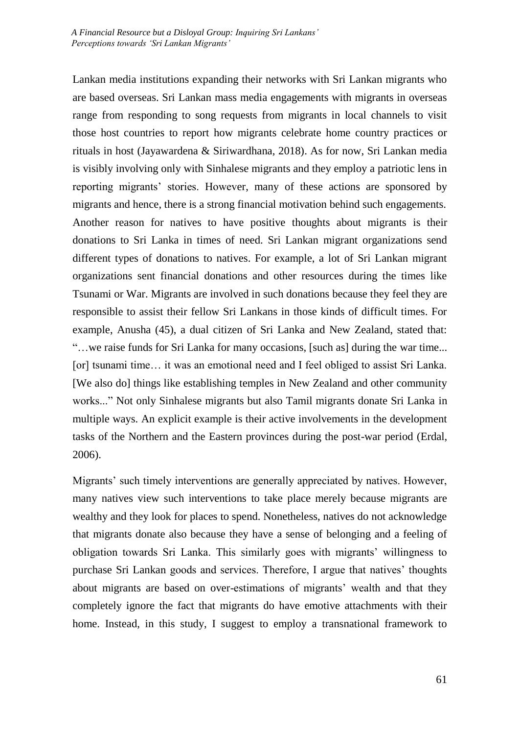Lankan media institutions expanding their networks with Sri Lankan migrants who are based overseas. Sri Lankan mass media engagements with migrants in overseas range from responding to song requests from migrants in local channels to visit those host countries to report how migrants celebrate home country practices or rituals in host (Jayawardena & Siriwardhana, 2018). As for now, Sri Lankan media is visibly involving only with Sinhalese migrants and they employ a patriotic lens in reporting migrants' stories. However, many of these actions are sponsored by migrants and hence, there is a strong financial motivation behind such engagements. Another reason for natives to have positive thoughts about migrants is their donations to Sri Lanka in times of need. Sri Lankan migrant organizations send different types of donations to natives. For example, a lot of Sri Lankan migrant organizations sent financial donations and other resources during the times like Tsunami or War. Migrants are involved in such donations because they feel they are responsible to assist their fellow Sri Lankans in those kinds of difficult times. For example, Anusha (45), a dual citizen of Sri Lanka and New Zealand, stated that: "…we raise funds for Sri Lanka for many occasions, [such as] during the war time... [or] tsunami time… it was an emotional need and I feel obliged to assist Sri Lanka. [We also do] things like establishing temples in New Zealand and other community works..." Not only Sinhalese migrants but also Tamil migrants donate Sri Lanka in multiple ways. An explicit example is their active involvements in the development tasks of the Northern and the Eastern provinces during the post-war period (Erdal, 2006).

Migrants' such timely interventions are generally appreciated by natives. However, many natives view such interventions to take place merely because migrants are wealthy and they look for places to spend. Nonetheless, natives do not acknowledge that migrants donate also because they have a sense of belonging and a feeling of obligation towards Sri Lanka. This similarly goes with migrants' willingness to purchase Sri Lankan goods and services. Therefore, I argue that natives' thoughts about migrants are based on over-estimations of migrants' wealth and that they completely ignore the fact that migrants do have emotive attachments with their home. Instead, in this study, I suggest to employ a transnational framework to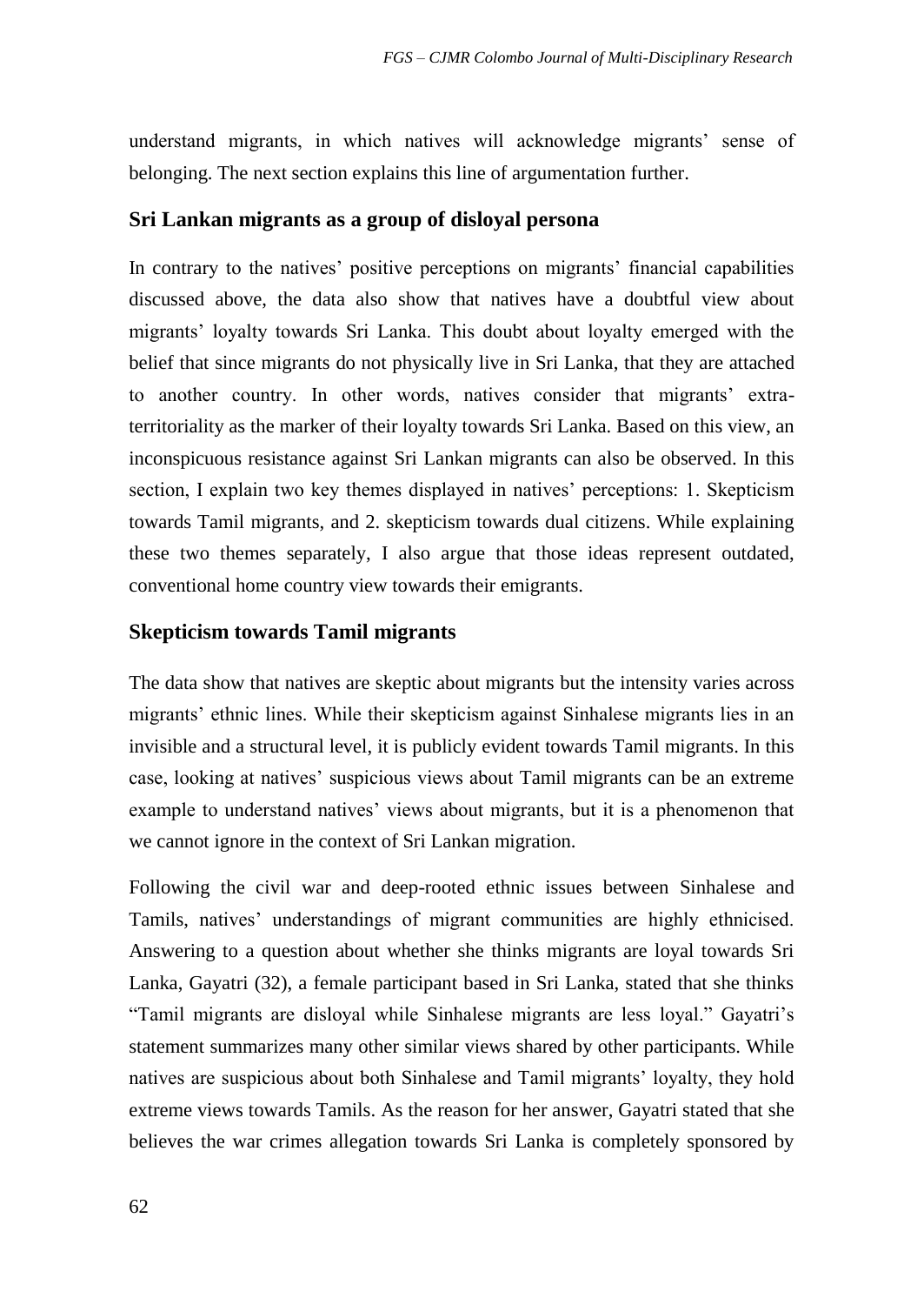understand migrants, in which natives will acknowledge migrants' sense of belonging. The next section explains this line of argumentation further.

## Sri Lankan migrants as a group of disloyal persona

In contrary to the natives' positive perceptions on migrants' financial capabilities discussed above, the data also show that natives have a doubtful view about migrants' loyalty towards Sri Lanka. This doubt about loyalty emerged with the belief that since migrants do not physically live in Sri Lanka, that they are attached to another country. In other words, natives consider that migrants' extra-territoriality as the marker of their loyalty towards Sri Lanka. Based on this view, an inconspicuous resistance against Sri Lankan migrants can also be observed. In this section, I explain two key themes displayed in natives' perceptions: 1. Skepticism towards Tamil migrants, and 2. skepticism towards dual citizens. While explaining these two themes separately, I also argue that those ideas represent outdated, conventional home country view towards their emigrants.

## Skepticism towards Tamil migrants

The data show that natives are skeptic about migrants but the intensity varies across migrants' ethnic lines. While their skepticism against Sinhalese migrants lies in an invisible and a structural level, it is publicly evident towards Tamil migrants. In this case, looking at natives' suspicious views about Tamil migrants can be an extreme example to understand natives' views about migrants, but it is a phenomenon that we cannot ignore in the context of Sri Lankan migration.

Following the civil war and deep-rooted ethnic issues between Sinhalese and Tamils, natives' understandings of migrant communities are highly ethnicised. Answering to a question about whether she thinks migrants are loyal towards Sri Lanka, Gayatri (32), a female participant based in Sri Lanka, stated that she thinks "Tamil migrants are disloyal while Sinhalese migrants are less loyal." Gayatri's statement summarizes many other similar views shared by other participants. While natives are suspicious about both Sinhalese and Tamil migrants' loyalty, they hold extreme views towards Tamils. As the reason for her answer, Gayatri stated that she believes the war crimes allegation towards Sri Lanka is completely sponsored by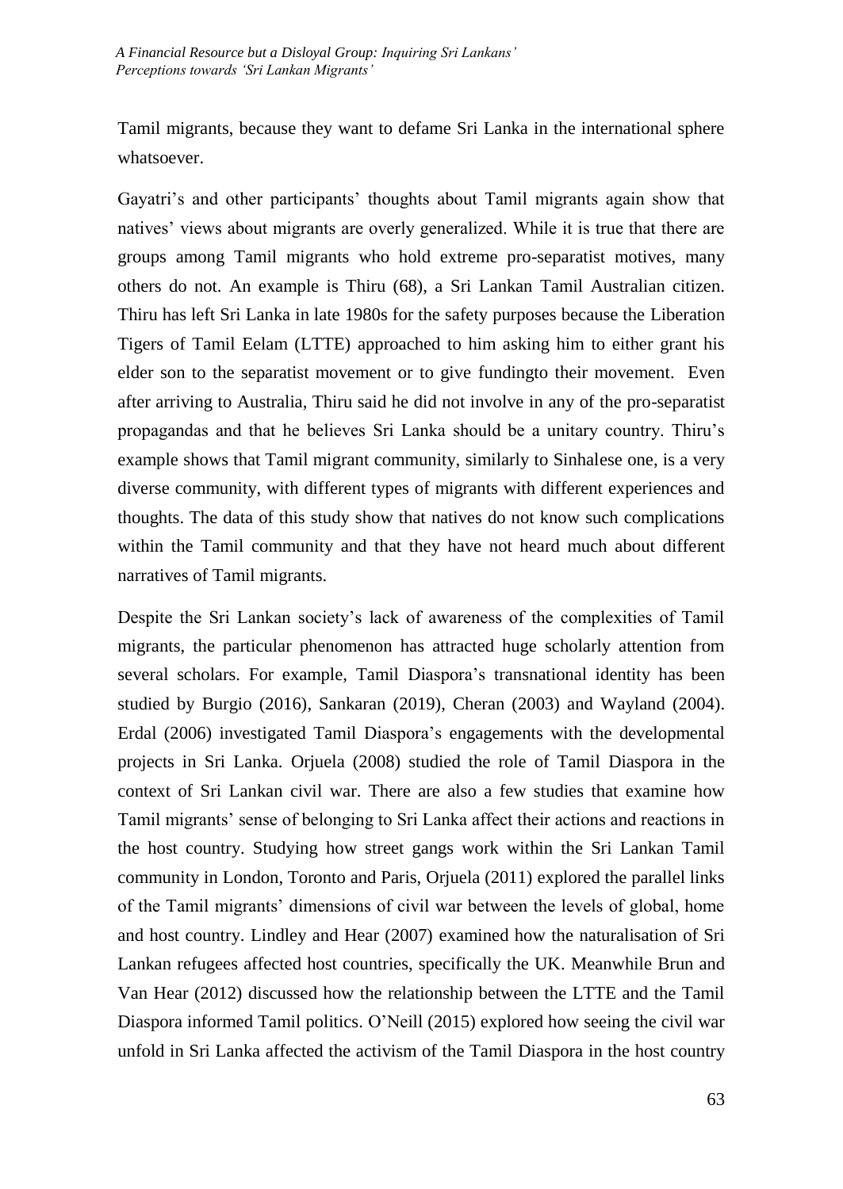Tamil migrants, because they want to defame Sri Lanka in the international sphere whatsoever.

Gayatri's and other participants' thoughts about Tamil migrants again show that natives' views about migrants are overly generalized. While it is true that there are groups among Tamil migrants who hold extreme pro-separatist motives, many others do not. An example is Thiru (68), a Sri Lankan Tamil Australian citizen. Thiru has left Sri Lanka in late 1980s for the safety purposes because the Liberation Tigers of Tamil Eelam (LTTE) approached to him asking him to either grant his elder son to the separatist movement or to give fundingto their movement. Even after arriving to Australia, Thiru said he did not involve in any of the pro-separatist propagandas and that he believes Sri Lanka should be a unitary country. Thiru's example shows that Tamil migrant community, similarly to Sinhalese one, is a very diverse community, with different types of migrants with different experiences and thoughts. The data of this study show that natives do not know such complications within the Tamil community and that they have not heard much about different narratives of Tamil migrants.

Despite the Sri Lankan society's lack of awareness of the complexities of Tamil migrants, the particular phenomenon has attracted huge scholarly attention from several scholars. For example, Tamil Diaspora's transnational identity has been studied by Burgio (2016), Sankaran (2019), Cheran (2003) and Wayland (2004). Erdal (2006) investigated Tamil Diaspora's engagements with the developmental projects in Sri Lanka. Orjuela (2008) studied the role of Tamil Diaspora in the context of Sri Lankan civil war. There are also a few studies that examine how Tamil migrants' sense of belonging to Sri Lanka affect their actions and reactions in the host country. Studying how street gangs work within the Sri Lankan Tamil community in London, Toronto and Paris, Orjuela (2011) explored the parallel links of the Tamil migrants' dimensions of civil war between the levels of global, home and host country. Lindley and Hear (2007) examined how the naturalisation of Sri Lankan refugees affected host countries, specifically the UK. Meanwhile Brun and Van Hear (2012) discussed how the relationship between the LTTE and the Tamil Diaspora informed Tamil politics. O'Neill (2015) explored how seeing the civil war unfold in Sri Lanka affected the activism of the Tamil Diaspora in the host country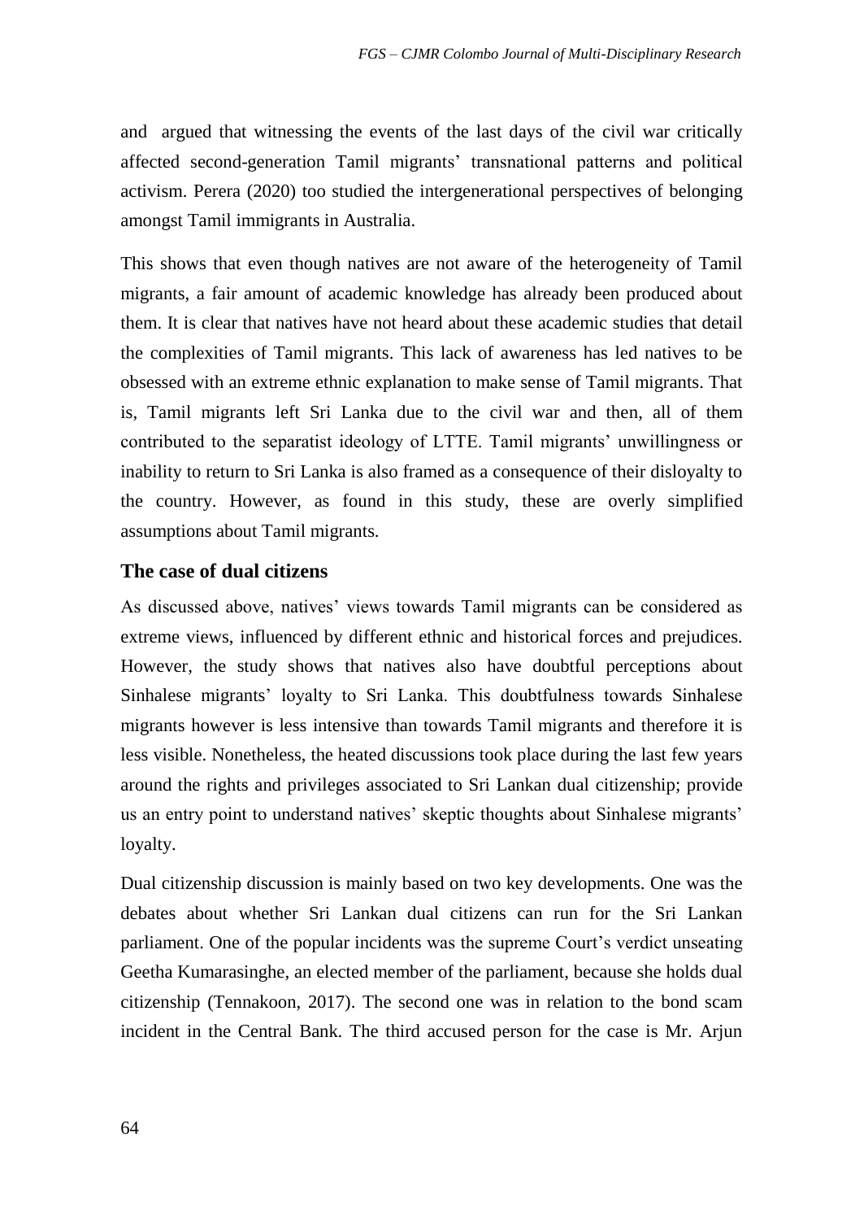and  argued that witnessing the events of the last days of the civil war critically affected second-generation Tamil migrants' transnational patterns and political activism. Perera (2020) too studied the intergenerational perspectives of belonging amongst Tamil immigrants in Australia.

This shows that even though natives are not aware of the heterogeneity of Tamil migrants, a fair amount of academic knowledge has already been produced about them. It is clear that natives have not heard about these academic studies that detail the complexities of Tamil migrants. This lack of awareness has led natives to be obsessed with an extreme ethnic explanation to make sense of Tamil migrants. That is, Tamil migrants left Sri Lanka due to the civil war and then, all of them contributed to the separatist ideology of LTTE. Tamil migrants' unwillingness or inability to return to Sri Lanka is also framed as a consequence of their disloyalty to the country. However, as found in this study, these are overly simplified assumptions about Tamil migrants.

### The case of dual citizens

As discussed above, natives' views towards Tamil migrants can be considered as extreme views, influenced by different ethnic and historical forces and prejudices. However, the study shows that natives also have doubtful perceptions about Sinhalese migrants' loyalty to Sri Lanka. This doubtfulness towards Sinhalese migrants however is less intensive than towards Tamil migrants and therefore it is less visible. Nonetheless, the heated discussions took place during the last few years around the rights and privileges associated to Sri Lankan dual citizenship; provide us an entry point to understand natives' skeptic thoughts about Sinhalese migrants' loyalty.

Dual citizenship discussion is mainly based on two key developments. One was the debates about whether Sri Lankan dual citizens can run for the Sri Lankan parliament. One of the popular incidents was the supreme Court's verdict unseating Geetha Kumarasinghe, an elected member of the parliament, because she holds dual citizenship (Tennakoon, 2017). The second one was in relation to the bond scam incident in the Central Bank. The third accused person for the case is Mr. Arjun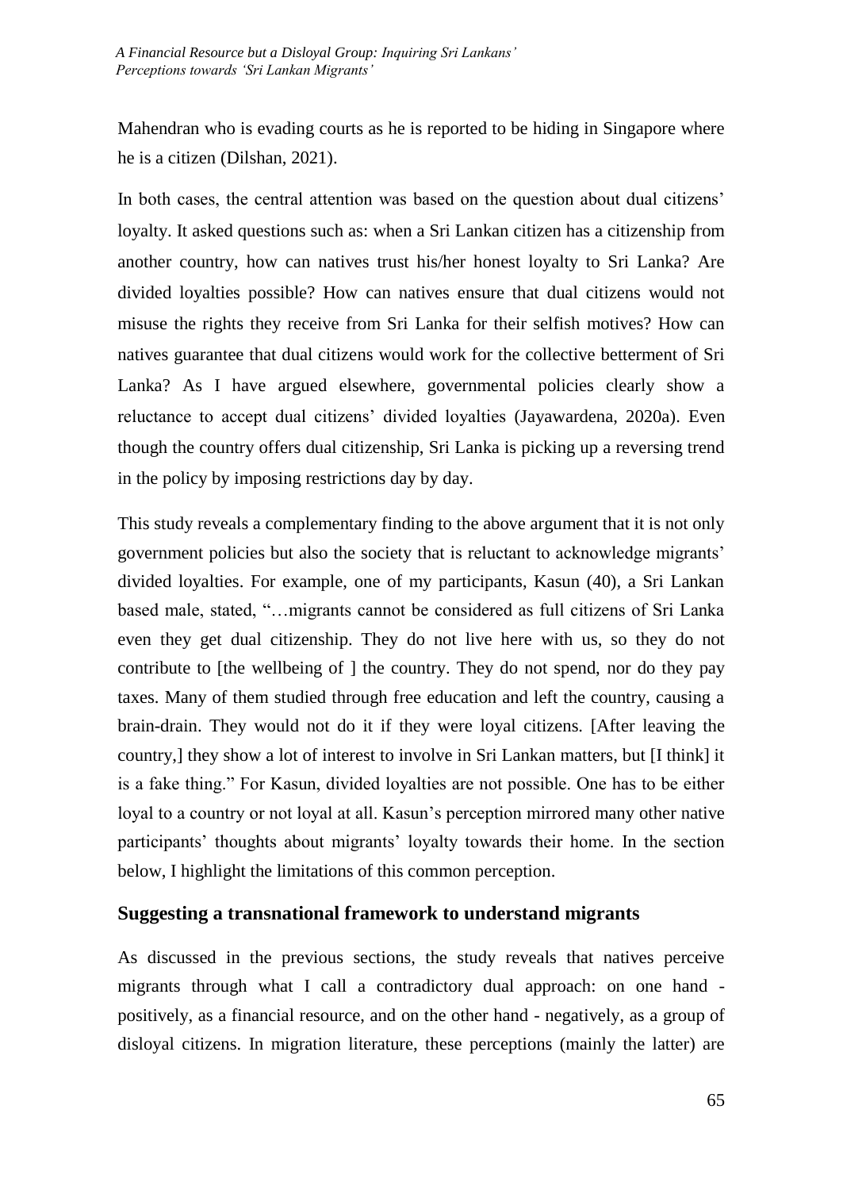Mahendran who is evading courts as he is reported to be hiding in Singapore where he is a citizen (Dilshan, 2021).

In both cases, the central attention was based on the question about dual citizens' loyalty. It asked questions such as: when a Sri Lankan citizen has a citizenship from another country, how can natives trust his/her honest loyalty to Sri Lanka? Are divided loyalties possible? How can natives ensure that dual citizens would not misuse the rights they receive from Sri Lanka for their selfish motives? How can natives guarantee that dual citizens would work for the collective betterment of Sri Lanka? As I have argued elsewhere, governmental policies clearly show a reluctance to accept dual citizens' divided loyalties (Jayawardena, 2020a). Even though the country offers dual citizenship, Sri Lanka is picking up a reversing trend in the policy by imposing restrictions day by day.

This study reveals a complementary finding to the above argument that it is not only government policies but also the society that is reluctant to acknowledge migrants' divided loyalties. For example, one of my participants, Kasun (40), a Sri Lankan based male, stated, "…migrants cannot be considered as full citizens of Sri Lanka even they get dual citizenship. They do not live here with us, so they do not contribute to [the wellbeing of ] the country. They do not spend, nor do they pay taxes. Many of them studied through free education and left the country, causing a brain-drain. They would not do it if they were loyal citizens. [After leaving the country,] they show a lot of interest to involve in Sri Lankan matters, but [I think] it is a fake thing." For Kasun, divided loyalties are not possible. One has to be either loyal to a country or not loyal at all. Kasun's perception mirrored many other native participants' thoughts about migrants' loyalty towards their home. In the section below, I highlight the limitations of this common perception.

## Suggesting a transnational framework to understand migrants

As discussed in the previous sections, the study reveals that natives perceive migrants through what I call a contradictory dual approach: on one hand - positively, as a financial resource, and on the other hand - negatively, as a group of disloyal citizens. In migration literature, these perceptions (mainly the latter) are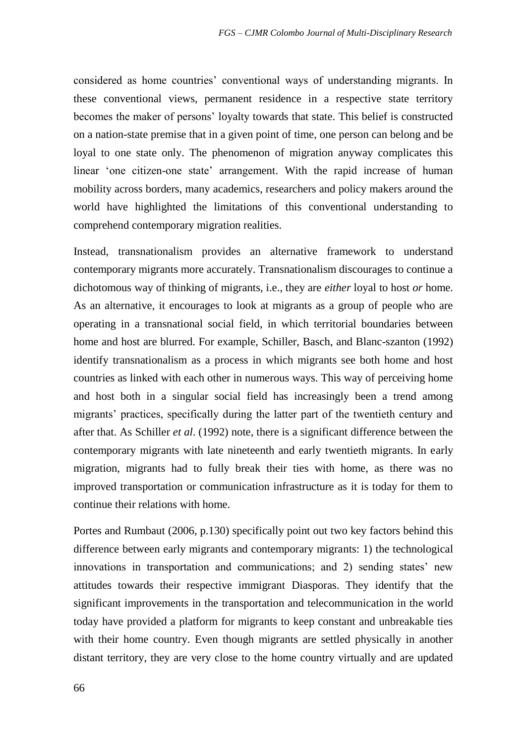considered as home countries' conventional ways of understanding migrants. In these conventional views, permanent residence in a respective state territory becomes the maker of persons' loyalty towards that state. This belief is constructed on a nation-state premise that in a given point of time, one person can belong and be loyal to one state only. The phenomenon of migration anyway complicates this linear 'one citizen-one state' arrangement. With the rapid increase of human mobility across borders, many academics, researchers and policy makers around the world have highlighted the limitations of this conventional understanding to comprehend contemporary migration realities.

Instead, transnationalism provides an alternative framework to understand contemporary migrants more accurately. Transnationalism discourages to continue a dichotomous way of thinking of migrants, i.e., they are *either* loyal to host *or* home. As an alternative, it encourages to look at migrants as a group of people who are operating in a transnational social field, in which territorial boundaries between home and host are blurred. For example, Schiller, Basch, and Blanc-szanton (1992) identify transnationalism as a process in which migrants see both home and host countries as linked with each other in numerous ways. This way of perceiving home and host both in a singular social field has increasingly been a trend among migrants' practices, specifically during the latter part of the twentieth century and after that. As Schiller *et al*. (1992) note, there is a significant difference between the contemporary migrants with late nineteenth and early twentieth migrants. In early migration, migrants had to fully break their ties with home, as there was no improved transportation or communication infrastructure as it is today for them to continue their relations with home.

Portes and Rumbaut (2006, p.130) specifically point out two key factors behind this difference between early migrants and contemporary migrants: 1) the technological innovations in transportation and communications; and 2) sending states' new attitudes towards their respective immigrant Diasporas. They identify that the significant improvements in the transportation and telecommunication in the world today have provided a platform for migrants to keep constant and unbreakable ties with their home country. Even though migrants are settled physically in another distant territory, they are very close to the home country virtually and are updated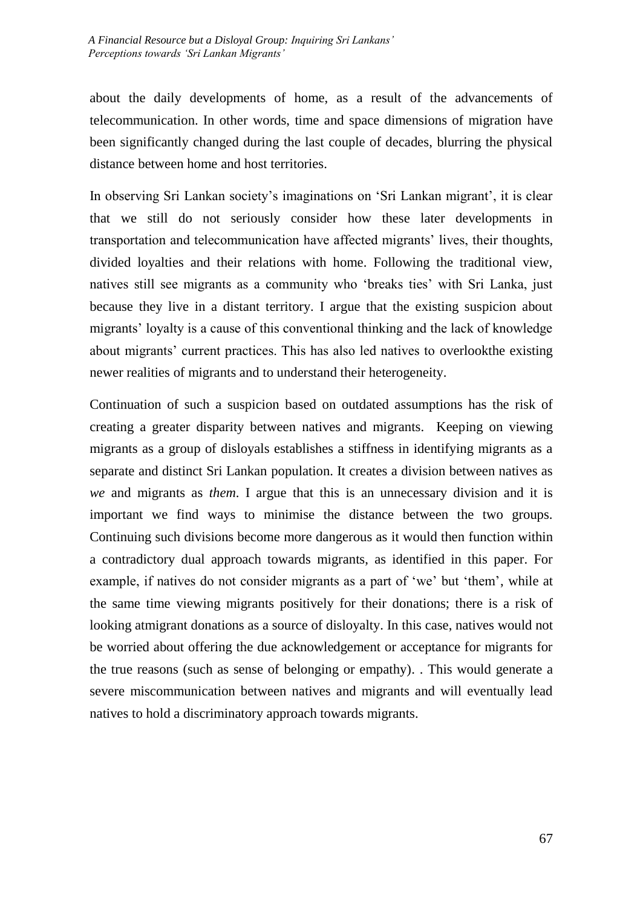about the daily developments of home, as a result of the advancements of telecommunication. In other words, time and space dimensions of migration have been significantly changed during the last couple of decades, blurring the physical distance between home and host territories.

In observing Sri Lankan society's imaginations on 'Sri Lankan migrant', it is clear that we still do not seriously consider how these later developments in transportation and telecommunication have affected migrants' lives, their thoughts, divided loyalties and their relations with home. Following the traditional view, natives still see migrants as a community who 'breaks ties' with Sri Lanka, just because they live in a distant territory. I argue that the existing suspicion about migrants' loyalty is a cause of this conventional thinking and the lack of knowledge about migrants' current practices. This has also led natives to overlookthe existing newer realities of migrants and to understand their heterogeneity.

Continuation of such a suspicion based on outdated assumptions has the risk of creating a greater disparity between natives and migrants. Keeping on viewing migrants as a group of disloyals establishes a stiffness in identifying migrants as a separate and distinct Sri Lankan population. It creates a division between natives as *we* and migrants as *them*. I argue that this is an unnecessary division and it is important we find ways to minimise the distance between the two groups. Continuing such divisions become more dangerous as it would then function within a contradictory dual approach towards migrants, as identified in this paper. For example, if natives do not consider migrants as a part of 'we' but 'them', while at the same time viewing migrants positively for their donations; there is a risk of looking atmigrant donations as a source of disloyalty. In this case, natives would not be worried about offering the due acknowledgement or acceptance for migrants for the true reasons (such as sense of belonging or empathy). . This would generate a severe miscommunication between natives and migrants and will eventually lead natives to hold a discriminatory approach towards migrants.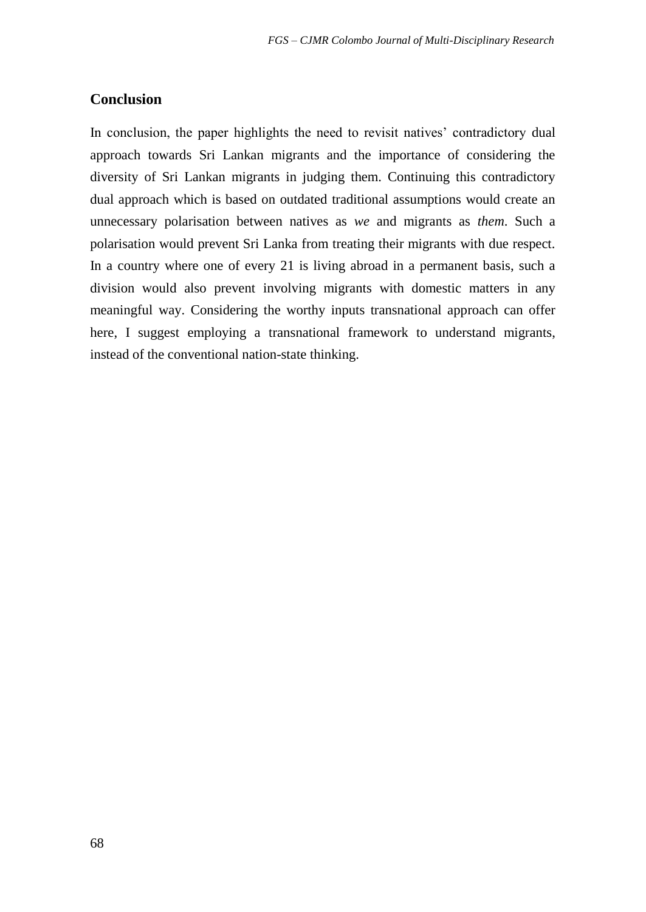## Conclusion

In conclusion, the paper highlights the need to revisit natives' contradictory dual approach towards Sri Lankan migrants and the importance of considering the diversity of Sri Lankan migrants in judging them. Continuing this contradictory dual approach which is based on outdated traditional assumptions would create an unnecessary polarisation between natives as *we* and migrants as *them*. Such a polarisation would prevent Sri Lanka from treating their migrants with due respect. In a country where one of every 21 is living abroad in a permanent basis, such a division would also prevent involving migrants with domestic matters in any meaningful way. Considering the worthy inputs transnational approach can offer here, I suggest employing a transnational framework to understand migrants, instead of the conventional nation-state thinking.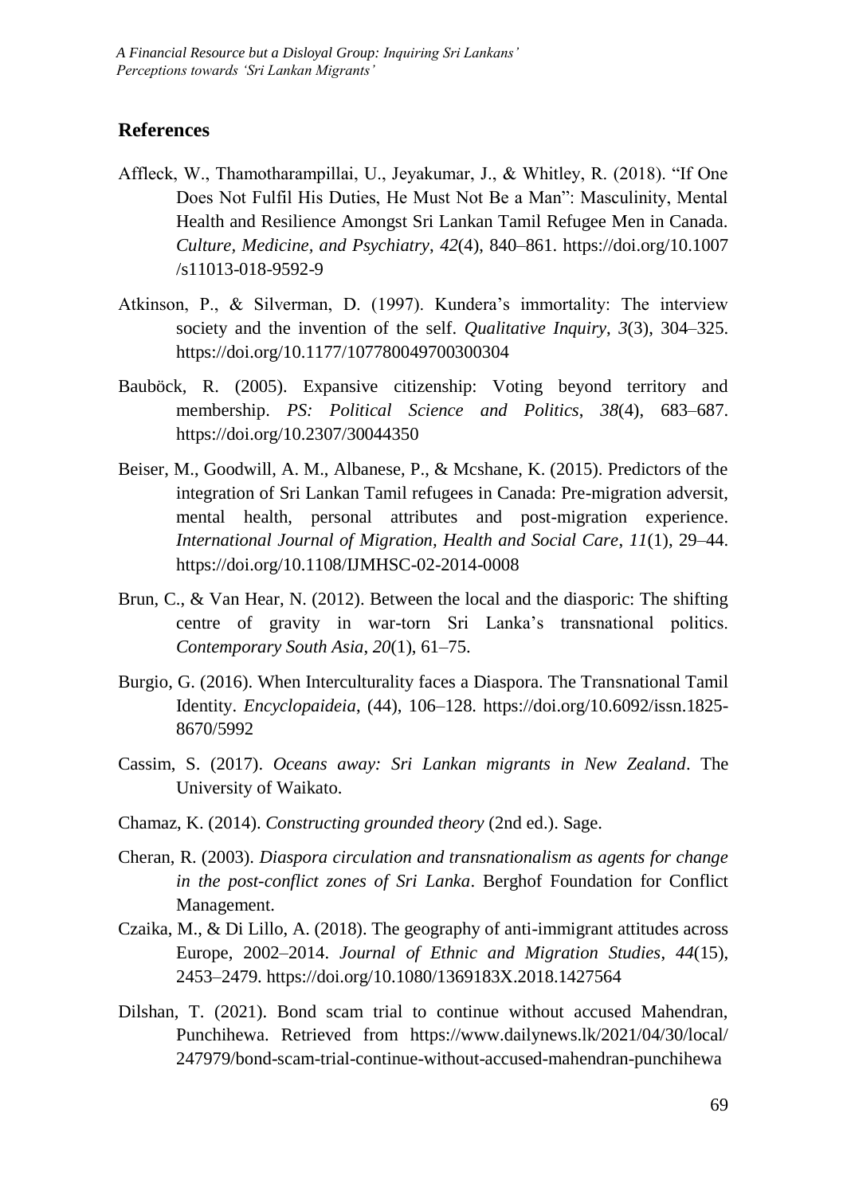## References

Affleck, W., Thamotharampillai, U., Jeyakumar, J., & Whitley, R. (2018). "If One Does Not Fulfil His Duties, He Must Not Be a Man": Masculinity, Mental Health and Resilience Amongst Sri Lankan Tamil Refugee Men in Canada. *Culture, Medicine, and Psychiatry*, *42*(4), 840–861. https://doi.org/10.1007/s11013-018-9592-9

Atkinson, P., & Silverman, D. (1997). Kundera's immortality: The interview society and the invention of the self. *Qualitative Inquiry*, *3*(3), 304–325. https://doi.org/10.1177/107780049700300304

Bauböck, R. (2005). Expansive citizenship: Voting beyond territory and membership. *PS: Political Science and Politics*, *38*(4), 683–687. https://doi.org/10.2307/30044350

Beiser, M., Goodwill, A. M., Albanese, P., & Mcshane, K. (2015). Predictors of the integration of Sri Lankan Tamil refugees in Canada: Pre-migration adversit, mental health, personal attributes and post-migration experience. *International Journal of Migration, Health and Social Care*, *11*(1), 29–44. https://doi.org/10.1108/IJMHSC-02-2014-0008

Brun, C., & Van Hear, N. (2012). Between the local and the diasporic: The shifting centre of gravity in war-torn Sri Lanka's transnational politics. *Contemporary South Asia*, *20*(1), 61–75.

Burgio, G. (2016). When Interculturality faces a Diaspora. The Transnational Tamil Identity. *Encyclopaideia*, (44), 106–128. https://doi.org/10.6092/issn.1825-8670/5992

Cassim, S. (2017). *Oceans away: Sri Lankan migrants in New Zealand*. The University of Waikato.

Chamaz, K. (2014). *Constructing grounded theory* (2nd ed.). Sage.

Cheran, R. (2003). *Diaspora circulation and transnationalism as agents for change in the post-conflict zones of Sri Lanka*. Berghof Foundation for Conflict Management.

Czaika, M., & Di Lillo, A. (2018). The geography of anti-immigrant attitudes across Europe, 2002–2014. *Journal of Ethnic and Migration Studies*, *44*(15), 2453–2479. https://doi.org/10.1080/1369183X.2018.1427564

Dilshan, T. (2021). Bond scam trial to continue without accused Mahendran, Punchihewa. Retrieved from https://www.dailynews.lk/2021/04/30/local/247979/bond-scam-trial-continue-without-accused-mahendran-punchihewa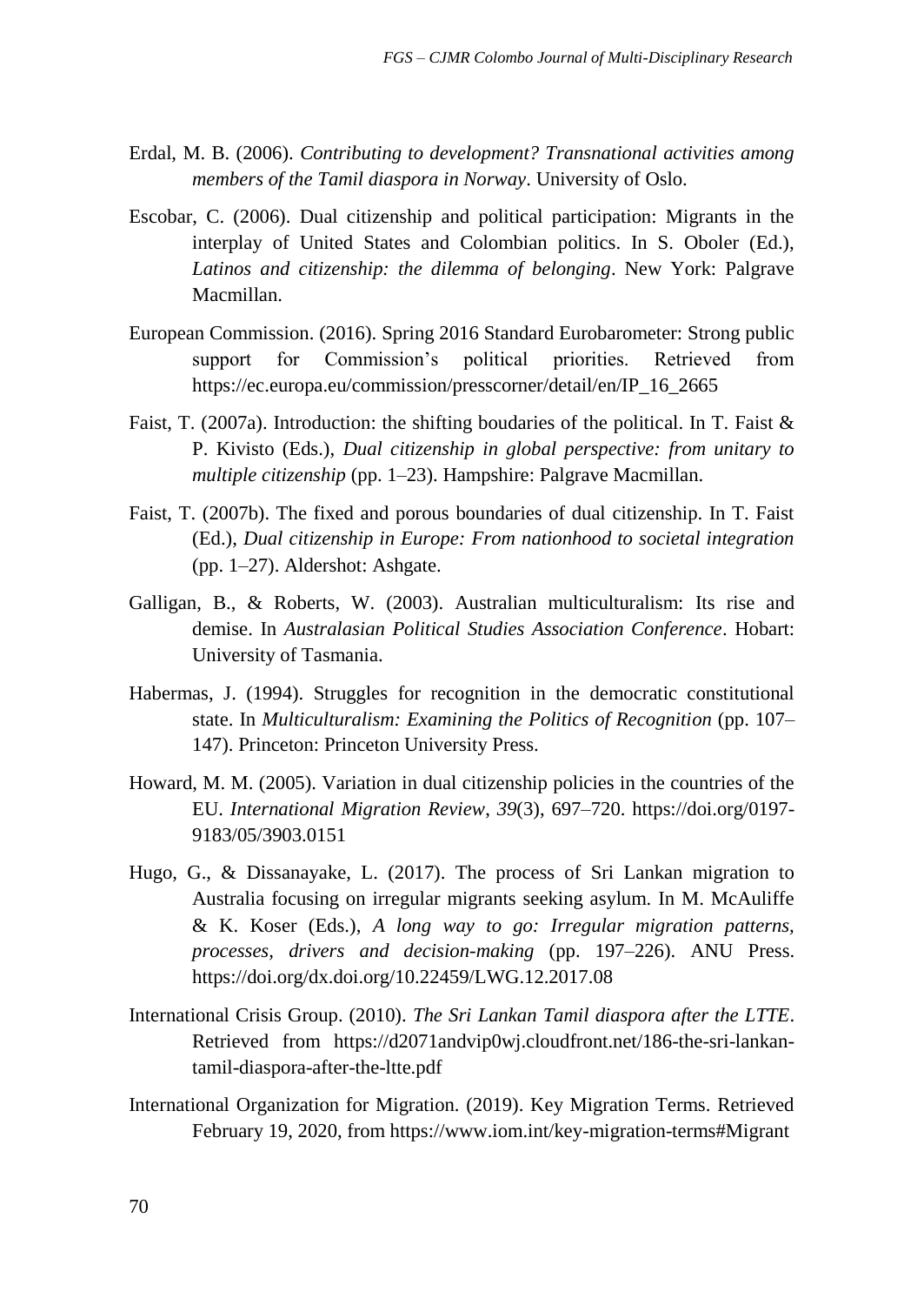Erdal, M. B. (2006). *Contributing to development? Transnational activities among members of the Tamil diaspora in Norway*. University of Oslo.

Escobar, C. (2006). Dual citizenship and political participation: Migrants in the interplay of United States and Colombian politics. In S. Oboler (Ed.), *Latinos and citizenship: the dilemma of belonging*. New York: Palgrave Macmillan.

European Commission. (2016). Spring 2016 Standard Eurobarometer: Strong public support for Commission's political priorities. Retrieved from https://ec.europa.eu/commission/presscorner/detail/en/IP_16_2665

Faist, T. (2007a). Introduction: the shifting boudaries of the political. In T. Faist & P. Kivisto (Eds.), *Dual citizenship in global perspective: from unitary to multiple citizenship* (pp. 1–23). Hampshire: Palgrave Macmillan.

Faist, T. (2007b). The fixed and porous boundaries of dual citizenship. In T. Faist (Ed.), *Dual citizenship in Europe: From nationhood to societal integration* (pp. 1–27). Aldershot: Ashgate.

Galligan, B., & Roberts, W. (2003). Australian multiculturalism: Its rise and demise. In *Australasian Political Studies Association Conference*. Hobart: University of Tasmania.

Habermas, J. (1994). Struggles for recognition in the democratic constitutional state. In *Multiculturalism: Examining the Politics of Recognition* (pp. 107–147). Princeton: Princeton University Press.

Howard, M. M. (2005). Variation in dual citizenship policies in the countries of the EU. *International Migration Review*, *39*(3), 697–720. https://doi.org/0197-9183/05/3903.0151

Hugo, G., & Dissanayake, L. (2017). The process of Sri Lankan migration to Australia focusing on irregular migrants seeking asylum. In M. McAuliffe & K. Koser (Eds.), *A long way to go: Irregular migration patterns, processes, drivers and decision-making* (pp. 197–226). ANU Press. https://doi.org/dx.doi.org/10.22459/LWG.12.2017.08

International Crisis Group. (2010). *The Sri Lankan Tamil diaspora after the LTTE*. Retrieved from https://d2071andvip0wj.cloudfront.net/186-the-sri-lankan-tamil-diaspora-after-the-ltte.pdf

International Organization for Migration. (2019). Key Migration Terms. Retrieved February 19, 2020, from https://www.iom.int/key-migration-terms#Migrant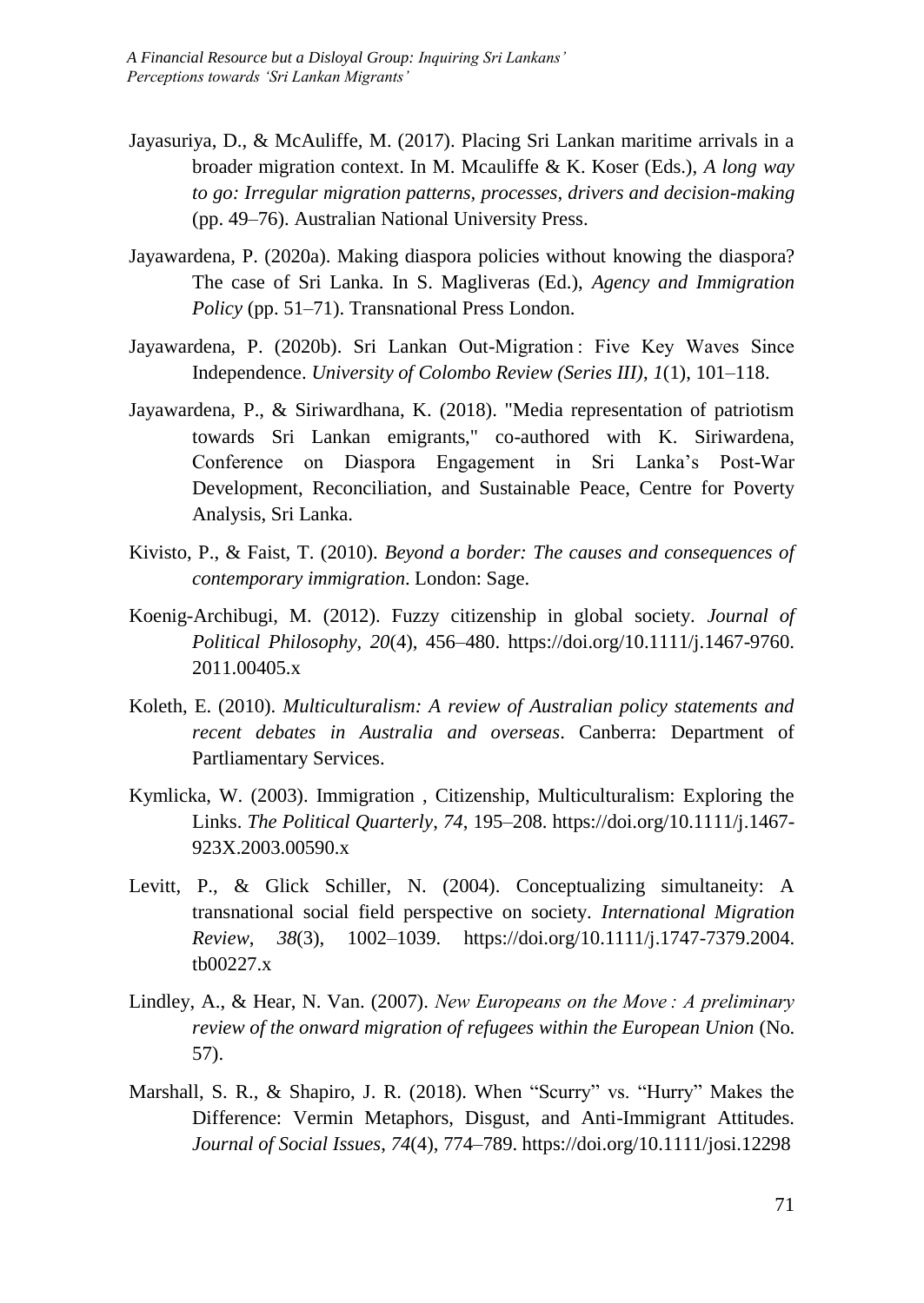Jayasuriya, D., & McAuliffe, M. (2017). Placing Sri Lankan maritime arrivals in a broader migration context. In M. Mcauliffe & K. Koser (Eds.), *A long way to go: Irregular migration patterns, processes, drivers and decision-making* (pp. 49–76). Australian National University Press.

Jayawardena, P. (2020a). Making diaspora policies without knowing the diaspora? The case of Sri Lanka. In S. Magliveras (Ed.), *Agency and Immigration Policy* (pp. 51–71). Transnational Press London.

Jayawardena, P. (2020b). Sri Lankan Out-Migration : Five Key Waves Since Independence. *University of Colombo Review (Series III)*, *1*(1), 101–118.

Jayawardena, P., & Siriwardhana, K. (2018). "Media representation of patriotism towards Sri Lankan emigrants," co-authored with K. Siriwardena, Conference on Diaspora Engagement in Sri Lanka's Post-War Development, Reconciliation, and Sustainable Peace, Centre for Poverty Analysis, Sri Lanka.

Kivisto, P., & Faist, T. (2010). *Beyond a border: The causes and consequences of contemporary immigration*. London: Sage.

Koenig-Archibugi, M. (2012). Fuzzy citizenship in global society. *Journal of Political Philosophy*, *20*(4), 456–480. https://doi.org/10.1111/j.1467-9760.2011.00405.x

Koleth, E. (2010). *Multiculturalism: A review of Australian policy statements and recent debates in Australia and overseas*. Canberra: Department of Partliamentary Services.

Kymlicka, W. (2003). Immigration , Citizenship, Multiculturalism: Exploring the Links. *The Political Quarterly*, *74*, 195–208. https://doi.org/10.1111/j.1467-923X.2003.00590.x

Levitt, P., & Glick Schiller, N. (2004). Conceptualizing simultaneity: A transnational social field perspective on society. *International Migration Review*, *38*(3), 1002–1039. https://doi.org/10.1111/j.1747-7379.2004.tb00227.x

Lindley, A., & Hear, N. Van. (2007). *New Europeans on the Move : A preliminary review of the onward migration of refugees within the European Union* (No. 57).

Marshall, S. R., & Shapiro, J. R. (2018). When "Scurry" vs. "Hurry" Makes the Difference: Vermin Metaphors, Disgust, and Anti-Immigrant Attitudes. *Journal of Social Issues*, *74*(4), 774–789. https://doi.org/10.1111/josi.12298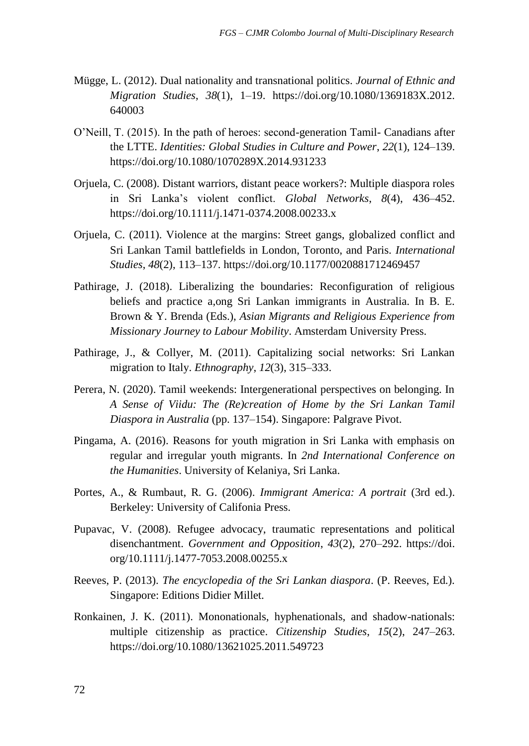Mügge, L. (2012). Dual nationality and transnational politics. *Journal of Ethnic and Migration Studies*, *38*(1), 1–19. https://doi.org/10.1080/1369183X.2012.640003

O'Neill, T. (2015). In the path of heroes: second-generation Tamil- Canadians after the LTTE. *Identities: Global Studies in Culture and Power*, *22*(1), 124–139. https://doi.org/10.1080/1070289X.2014.931233

Orjuela, C. (2008). Distant warriors, distant peace workers?: Multiple diaspora roles in Sri Lanka's violent conflict. *Global Networks*, *8*(4), 436–452. https://doi.org/10.1111/j.1471-0374.2008.00233.x

Orjuela, C. (2011). Violence at the margins: Street gangs, globalized conflict and Sri Lankan Tamil battlefields in London, Toronto, and Paris. *International Studies*, *48*(2), 113–137. https://doi.org/10.1177/0020881712469457

Pathirage, J. (2018). Liberalizing the boundaries: Reconfiguration of religious beliefs and practice a,ong Sri Lankan immigrants in Australia. In B. E. Brown & Y. Brenda (Eds.), *Asian Migrants and Religious Experience from Missionary Journey to Labour Mobility*. Amsterdam University Press.

Pathirage, J., & Collyer, M. (2011). Capitalizing social networks: Sri Lankan migration to Italy. *Ethnography*, *12*(3), 315–333.

Perera, N. (2020). Tamil weekends: Intergenerational perspectives on belonging. In *A Sense of Viidu: The (Re)creation of Home by the Sri Lankan Tamil Diaspora in Australia* (pp. 137–154). Singapore: Palgrave Pivot.

Pingama, A. (2016). Reasons for youth migration in Sri Lanka with emphasis on regular and irregular youth migrants. In *2nd International Conference on the Humanities*. University of Kelaniya, Sri Lanka.

Portes, A., & Rumbaut, R. G. (2006). *Immigrant America: A portrait* (3rd ed.). Berkeley: University of Califonia Press.

Pupavac, V. (2008). Refugee advocacy, traumatic representations and political disenchantment. *Government and Opposition*, *43*(2), 270–292. https://doi.org/10.1111/j.1477-7053.2008.00255.x

Reeves, P. (2013). *The encyclopedia of the Sri Lankan diaspora*. (P. Reeves, Ed.). Singapore: Editions Didier Millet.

Ronkainen, J. K. (2011). Mononationals, hyphenationals, and shadow-nationals: multiple citizenship as practice. *Citizenship Studies*, *15*(2), 247–263. https://doi.org/10.1080/13621025.2011.549723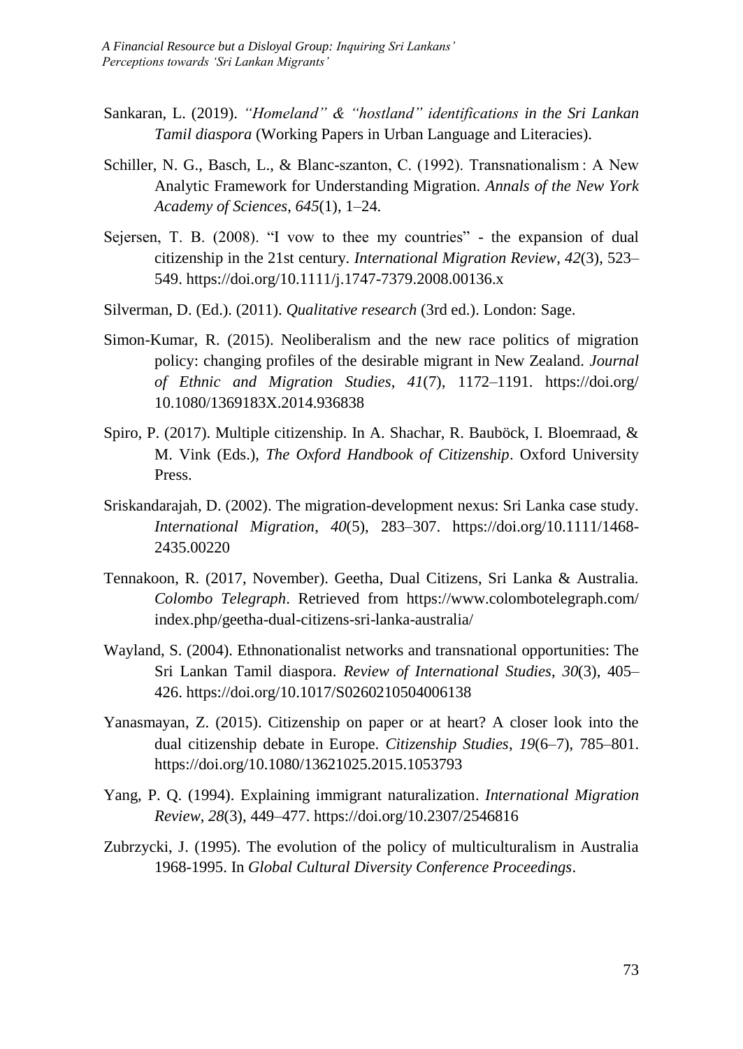Sankaran, L. (2019). *"Homeland" & "hostland" identifications in the Sri Lankan Tamil diaspora* (Working Papers in Urban Language and Literacies).

Schiller, N. G., Basch, L., & Blanc-szanton, C. (1992). Transnationalism : A New Analytic Framework for Understanding Migration. *Annals of the New York Academy of Sciences*, *645*(1), 1–24.

Sejersen, T. B. (2008). "I vow to thee my countries" - the expansion of dual citizenship in the 21st century. *International Migration Review*, *42*(3), 523–549. https://doi.org/10.1111/j.1747-7379.2008.00136.x

Silverman, D. (Ed.). (2011). *Qualitative research* (3rd ed.). London: Sage.

Simon-Kumar, R. (2015). Neoliberalism and the new race politics of migration policy: changing profiles of the desirable migrant in New Zealand. *Journal of Ethnic and Migration Studies*, *41*(7), 1172–1191. https://doi.org/10.1080/1369183X.2014.936838

Spiro, P. (2017). Multiple citizenship. In A. Shachar, R. Bauböck, I. Bloemraad, & M. Vink (Eds.), *The Oxford Handbook of Citizenship*. Oxford University Press.

Sriskandarajah, D. (2002). The migration-development nexus: Sri Lanka case study. *International Migration*, *40*(5), 283–307. https://doi.org/10.1111/1468-2435.00220

Tennakoon, R. (2017, November). Geetha, Dual Citizens, Sri Lanka & Australia. *Colombo Telegraph*. Retrieved from https://www.colombotelegraph.com/index.php/geetha-dual-citizens-sri-lanka-australia/

Wayland, S. (2004). Ethnonationalist networks and transnational opportunities: The Sri Lankan Tamil diaspora. *Review of International Studies*, *30*(3), 405–426. https://doi.org/10.1017/S0260210504006138

Yanasmayan, Z. (2015). Citizenship on paper or at heart? A closer look into the dual citizenship debate in Europe. *Citizenship Studies*, *19*(6–7), 785–801. https://doi.org/10.1080/13621025.2015.1053793

Yang, P. Q. (1994). Explaining immigrant naturalization. *International Migration Review*, *28*(3), 449–477. https://doi.org/10.2307/2546816

Zubrzycki, J. (1995). The evolution of the policy of multiculturalism in Australia 1968-1995. In *Global Cultural Diversity Conference Proceedings*.